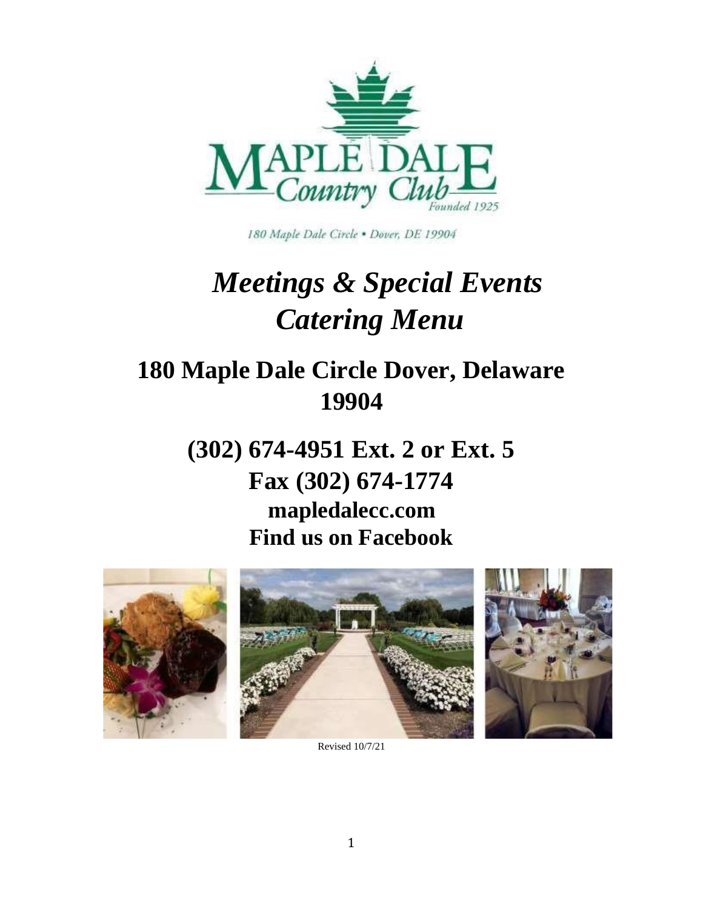MAPLE DALE
Country Club
Founded 1925

180 Maple Dale Circle • Dover, DE 19904

# *Meetings & Special Events Catering Menu*

## 180 Maple Dale Circle Dover, Delaware 19904

## (302) 674-4951 Ext. 2 or Ext. 5

### Fax (302) 674-1774

### mapledalecc.com

### Find us on Facebook

Revised 10/7/21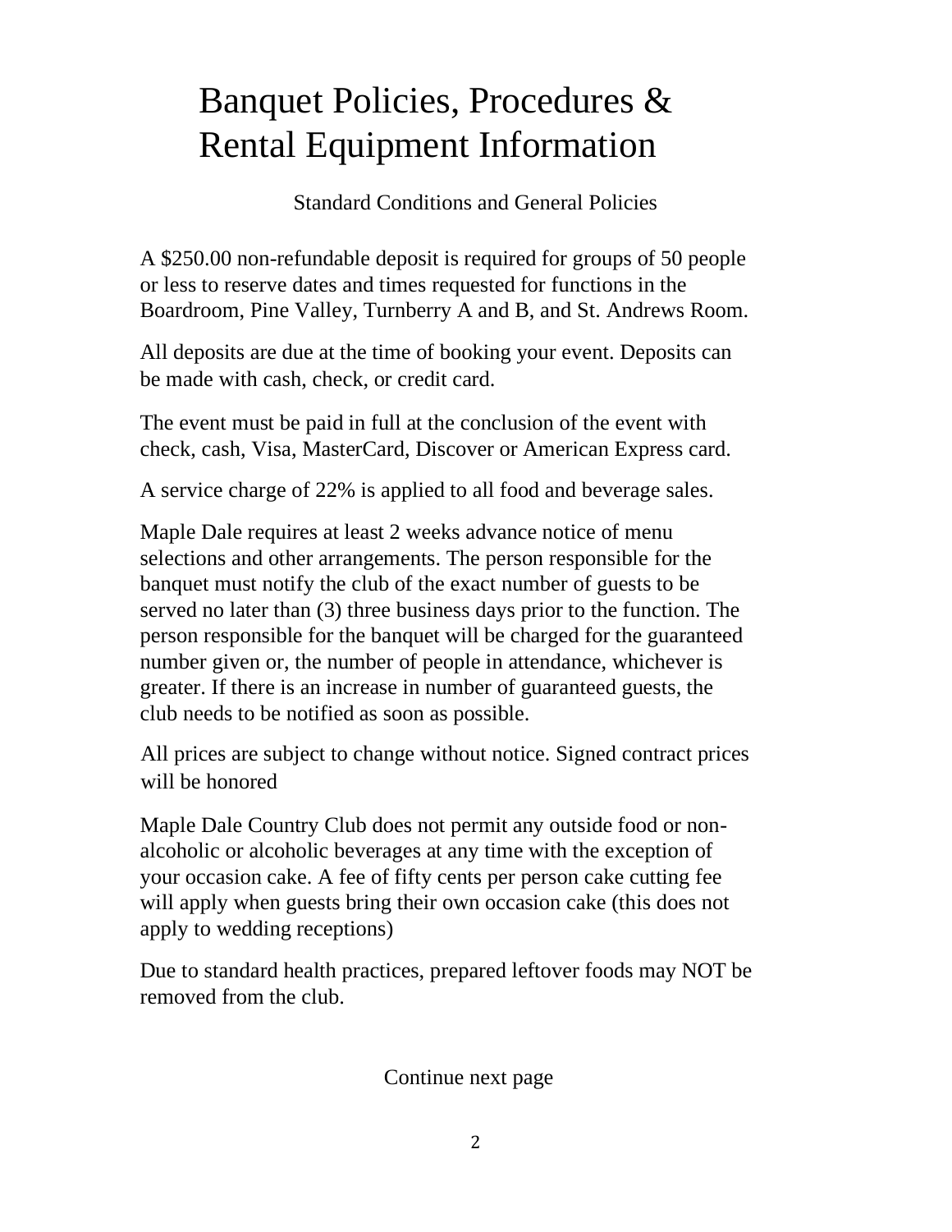# Banquet Policies, Procedures & Rental Equipment Information

Standard Conditions and General Policies

A $250.00 non-refundable deposit is required for groups of 50 people or less to reserve dates and times requested for functions in the Boardroom, Pine Valley, Turnberry A and B, and St. Andrews Room.

All deposits are due at the time of booking your event. Deposits can be made with cash, check, or credit card.

The event must be paid in full at the conclusion of the event with check, cash, Visa, MasterCard, Discover or American Express card.

A service charge of 22% is applied to all food and beverage sales.

Maple Dale requires at least 2 weeks advance notice of menu selections and other arrangements. The person responsible for the banquet must notify the club of the exact number of guests to be served no later than (3) three business days prior to the function. The person responsible for the banquet will be charged for the guaranteed number given or, the number of people in attendance, whichever is greater. If there is an increase in number of guaranteed guests, the club needs to be notified as soon as possible.

All prices are subject to change without notice. Signed contract prices will be honored

Maple Dale Country Club does not permit any outside food or non-alcoholic or alcoholic beverages at any time with the exception of your occasion cake. A fee of fifty cents per person cake cutting fee will apply when guests bring their own occasion cake (this does not apply to wedding receptions)

Due to standard health practices, prepared leftover foods may NOT be removed from the club.

Continue next page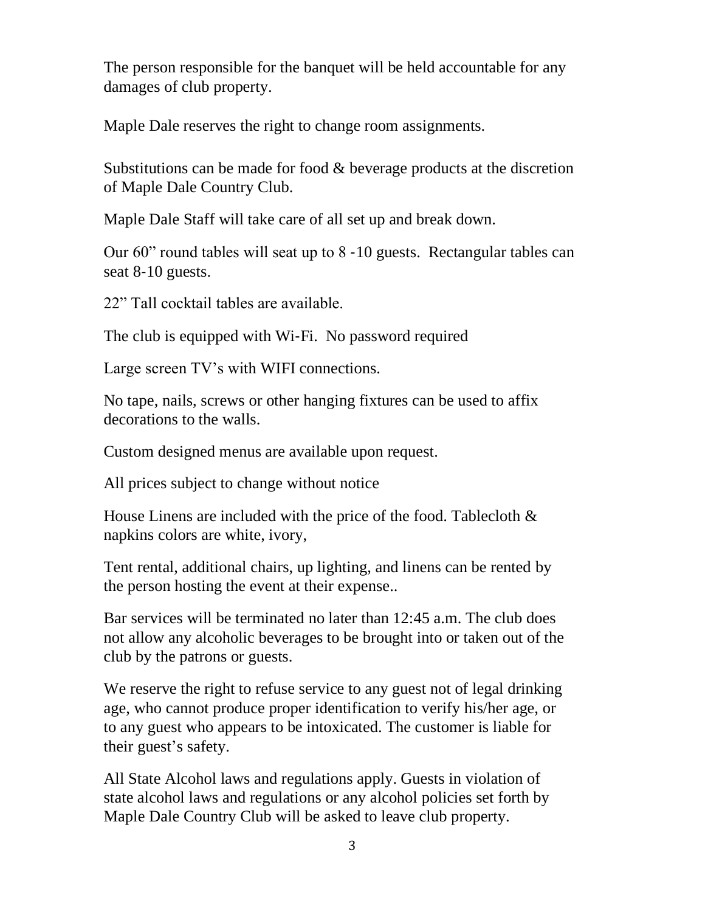The person responsible for the banquet will be held accountable for any damages of club property.

Maple Dale reserves the right to change room assignments.

Substitutions can be made for food & beverage products at the discretion of Maple Dale Country Club.

Maple Dale Staff will take care of all set up and break down.

Our 60" round tables will seat up to 8 -10 guests. Rectangular tables can seat 8-10 guests.

22" Tall cocktail tables are available.

The club is equipped with Wi-Fi. No password required

Large screen TV's with WIFI connections.

No tape, nails, screws or other hanging fixtures can be used to affix decorations to the walls.

Custom designed menus are available upon request.

All prices subject to change without notice

House Linens are included with the price of the food. Tablecloth & napkins colors are white, ivory,

Tent rental, additional chairs, up lighting, and linens can be rented by the person hosting the event at their expense..

Bar services will be terminated no later than 12:45 a.m. The club does not allow any alcoholic beverages to be brought into or taken out of the club by the patrons or guests.

We reserve the right to refuse service to any guest not of legal drinking age, who cannot produce proper identification to verify his/her age, or to any guest who appears to be intoxicated. The customer is liable for their guest's safety.

All State Alcohol laws and regulations apply. Guests in violation of state alcohol laws and regulations or any alcohol policies set forth by Maple Dale Country Club will be asked to leave club property.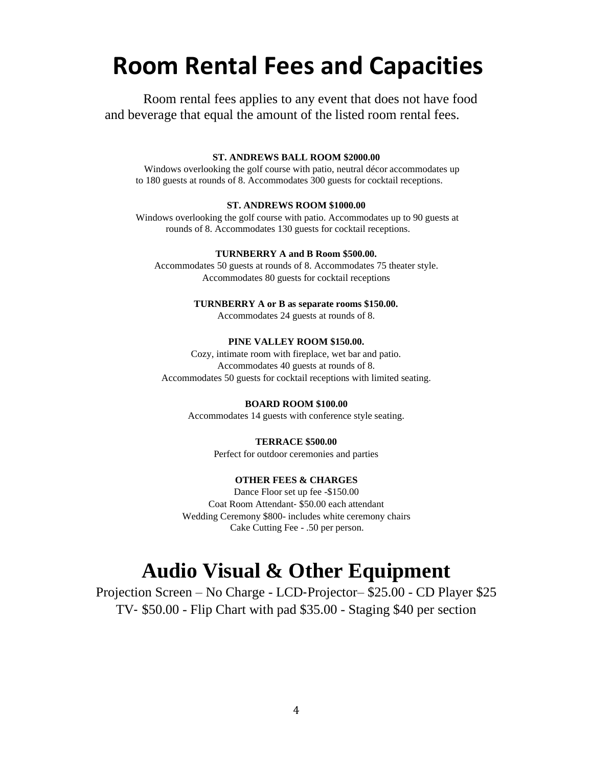# Room Rental Fees and Capacities

Room rental fees applies to any event that does not have food and beverage that equal the amount of the listed room rental fees.

**ST. ANDREWS BALL ROOM $2000.00**

Windows overlooking the golf course with patio, neutral décor accommodates up to 180 guests at rounds of 8. Accommodates 300 guests for cocktail receptions.

**ST. ANDREWS ROOM $1000.00**

Windows overlooking the golf course with patio. Accommodates up to 90 guests at rounds of 8. Accommodates 130 guests for cocktail receptions.

**TURNBERRY A and B Room $500.00.**

Accommodates 50 guests at rounds of 8. Accommodates 75 theater style. Accommodates 80 guests for cocktail receptions

**TURNBERRY A or B as separate rooms $150.00.**

Accommodates 24 guests at rounds of 8.

**PINE VALLEY ROOM $150.00.**

Cozy, intimate room with fireplace, wet bar and patio.
Accommodates 40 guests at rounds of 8.
Accommodates 50 guests for cocktail receptions with limited seating.

**BOARD ROOM $100.00**

Accommodates 14 guests with conference style seating.

**TERRACE $500.00**

Perfect for outdoor ceremonies and parties

**OTHER FEES & CHARGES**

Dance Floor set up fee -$150.00
Coat Room Attendant- $50.00 each attendant
Wedding Ceremony $800- includes white ceremony chairs
Cake Cutting Fee - .50 per person.

# Audio Visual & Other Equipment

Projection Screen – No Charge - LCD-Projector– $25.00 - CD Player $25
TV- $50.00 - Flip Chart with pad $35.00 - Staging $40 per section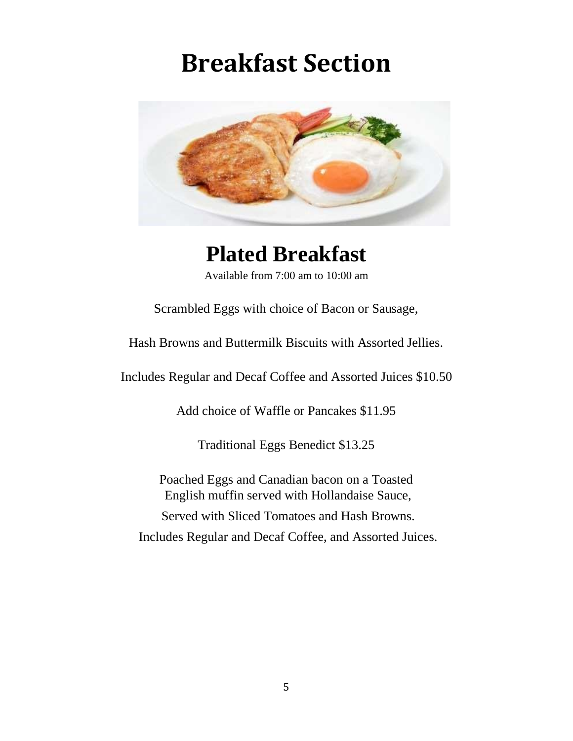# Breakfast Section

## Plated Breakfast

Available from 7:00 am to 10:00 am

Scrambled Eggs with choice of Bacon or Sausage,

Hash Browns and Buttermilk Biscuits with Assorted Jellies.

Includes Regular and Decaf Coffee and Assorted Juices $10.50

Add choice of Waffle or Pancakes $11.95

Traditional Eggs Benedict $13.25

Poached Eggs and Canadian bacon on a Toasted English muffin served with Hollandaise Sauce,

Served with Sliced Tomatoes and Hash Browns.

Includes Regular and Decaf Coffee, and Assorted Juices.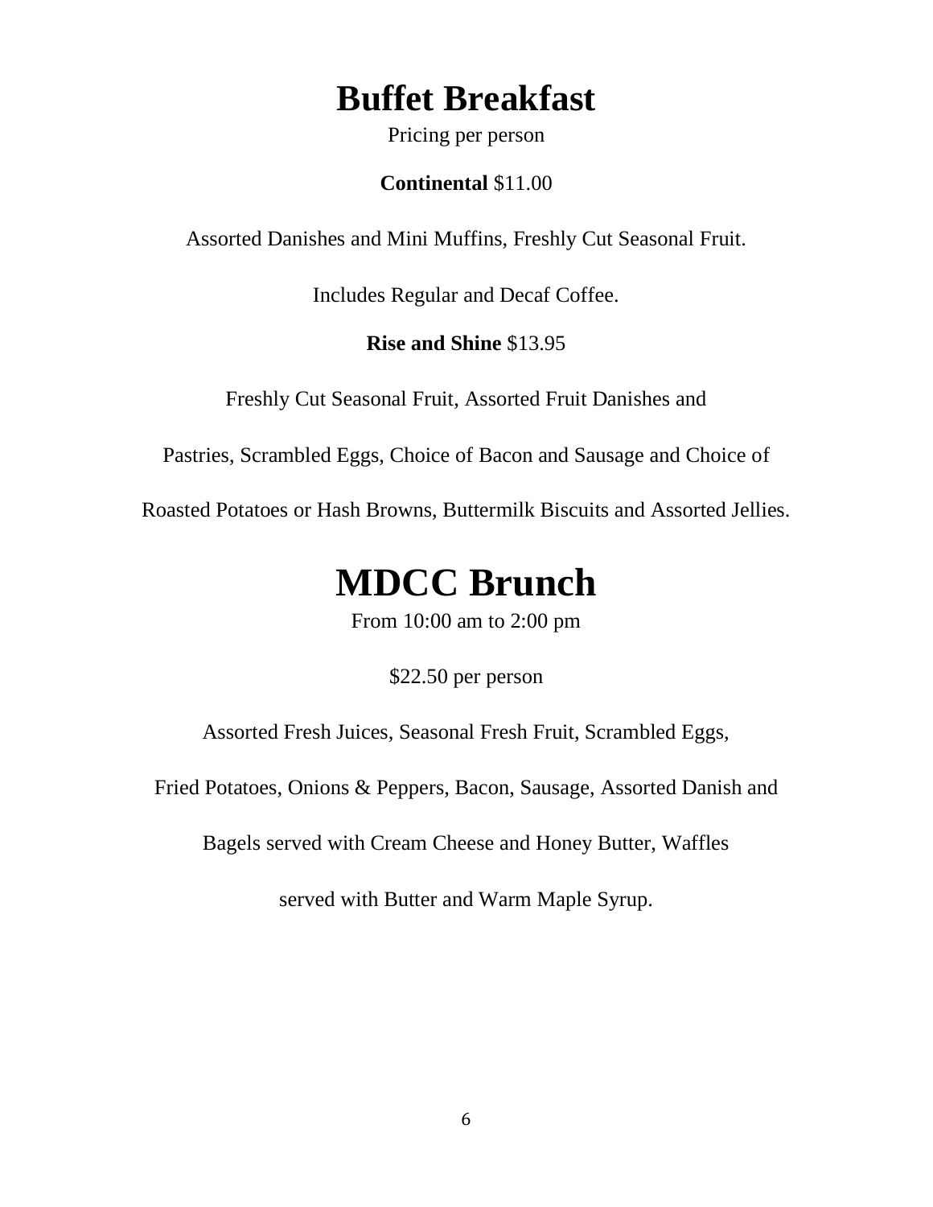# Buffet Breakfast

Pricing per person

**Continental** $11.00

Assorted Danishes and Mini Muffins, Freshly Cut Seasonal Fruit.

Includes Regular and Decaf Coffee.

**Rise and Shine** $13.95

Freshly Cut Seasonal Fruit, Assorted Fruit Danishes and Pastries, Scrambled Eggs, Choice of Bacon and Sausage and Choice of Roasted Potatoes or Hash Browns, Buttermilk Biscuits and Assorted Jellies.

# MDCC Brunch

From 10:00 am to 2:00 pm

$22.50 per person

Assorted Fresh Juices, Seasonal Fresh Fruit, Scrambled Eggs, Fried Potatoes, Onions & Peppers, Bacon, Sausage, Assorted Danish and Bagels served with Cream Cheese and Honey Butter, Waffles served with Butter and Warm Maple Syrup.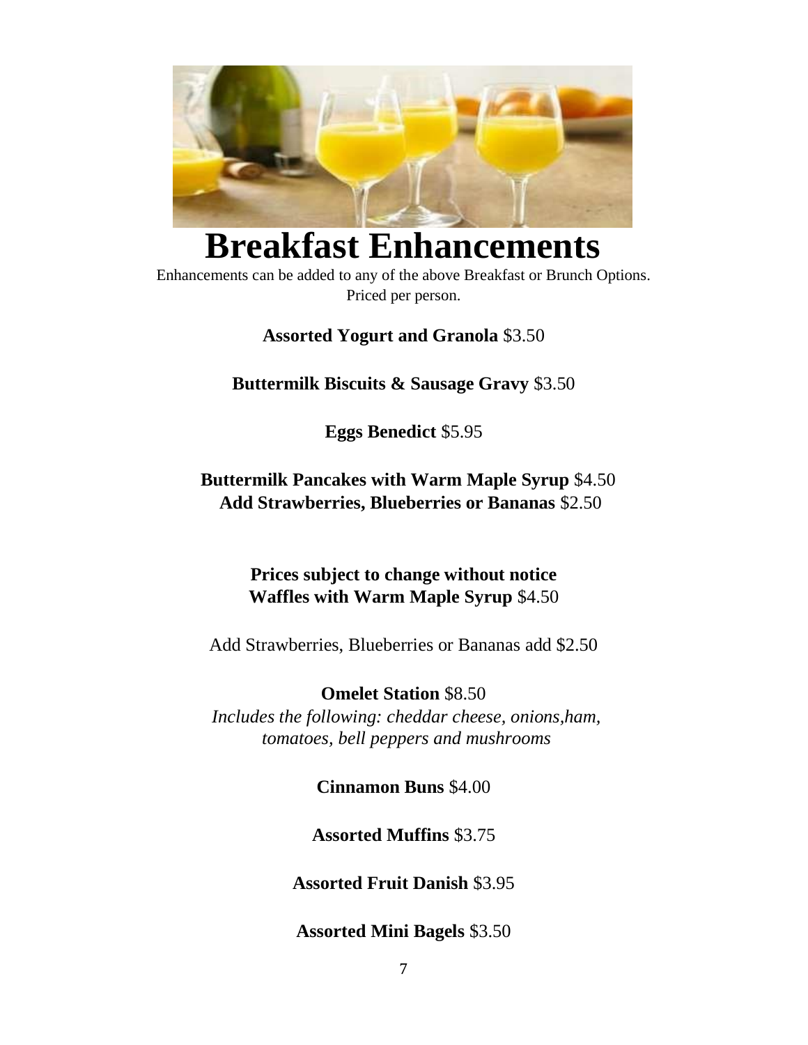# Breakfast Enhancements

Enhancements can be added to any of the above Breakfast or Brunch Options.
Priced per person.

**Assorted Yogurt and Granola** $3.50

**Buttermilk Biscuits & Sausage Gravy** $3.50

**Eggs Benedict** $5.95

**Buttermilk Pancakes with Warm Maple Syrup** $4.50
**Add Strawberries, Blueberries or Bananas** $2.50

**Prices subject to change without notice**
**Waffles with Warm Maple Syrup** $4.50

Add Strawberries, Blueberries or Bananas add $2.50

**Omelet Station** $8.50
*Includes the following: cheddar cheese, onions,ham, tomatoes, bell peppers and mushrooms*

**Cinnamon Buns** $4.00

**Assorted Muffins** $3.75

**Assorted Fruit Danish** $3.95

**Assorted Mini Bagels** $3.50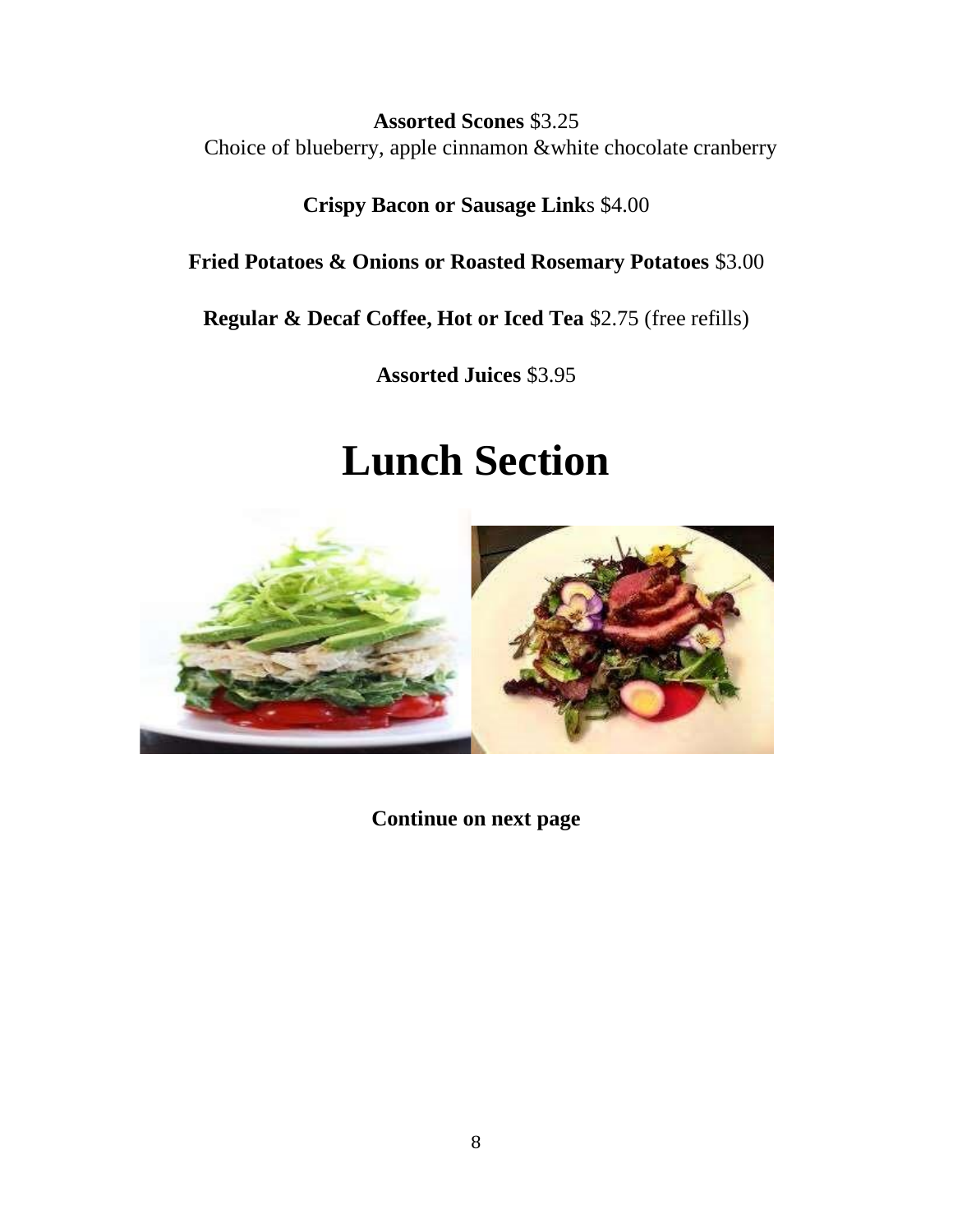**Assorted Scones** $3.25
Choice of blueberry, apple cinnamon &white chocolate cranberry

**Crispy Bacon or Sausage Link**s $4.00

**Fried Potatoes & Onions or Roasted Rosemary Potatoes** $3.00

**Regular & Decaf Coffee, Hot or Iced Tea** $2.75 (free refills)

**Assorted Juices** $3.95

# Lunch Section

**Continue on next page**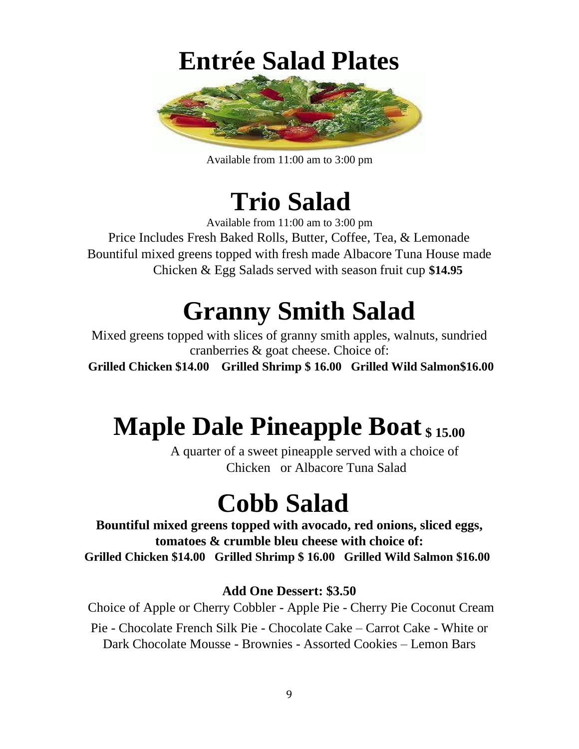# Entrée Salad Plates

Available from 11:00 am to 3:00 pm

# Trio Salad

Available from 11:00 am to 3:00 pm

Price Includes Fresh Baked Rolls, Butter, Coffee, Tea, & Lemonade

Bountiful mixed greens topped with fresh made Albacore Tuna House made Chicken & Egg Salads served with season fruit cup **$14.95**

# Granny Smith Salad

Mixed greens topped with slices of granny smith apples, walnuts, sundried cranberries & goat cheese. Choice of:

**Grilled Chicken $14.00 Grilled Shrimp $ 16.00 Grilled Wild Salmon$16.00**

# Maple Dale Pineapple Boat **$ 15.00**

A quarter of a sweet pineapple served with a choice of Chicken or Albacore Tuna Salad

# Cobb Salad

**Bountiful mixed greens topped with avocado, red onions, sliced eggs, tomatoes & crumble bleu cheese with choice of:**

**Grilled Chicken $14.00 Grilled Shrimp $ 16.00 Grilled Wild Salmon $16.00**

**Add One Dessert: $3.50**

Choice of Apple or Cherry Cobbler - Apple Pie - Cherry Pie Coconut Cream Pie - Chocolate French Silk Pie - Chocolate Cake – Carrot Cake - White or Dark Chocolate Mousse - Brownies - Assorted Cookies – Lemon Bars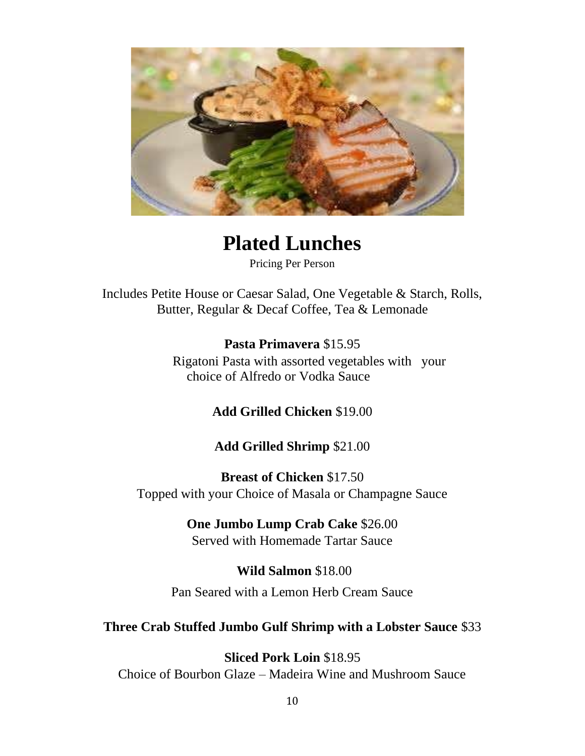# Plated Lunches

Pricing Per Person

Includes Petite House or Caesar Salad, One Vegetable & Starch, Rolls, Butter, Regular & Decaf Coffee, Tea & Lemonade

**Pasta Primavera** $15.95

Rigatoni Pasta with assorted vegetables with your choice of Alfredo or Vodka Sauce

**Add Grilled Chicken** $19.00

**Add Grilled Shrimp** $21.00

**Breast of Chicken** $17.50

Topped with your Choice of Masala or Champagne Sauce

**One Jumbo Lump Crab Cake** $26.00

Served with Homemade Tartar Sauce

**Wild Salmon** $18.00

Pan Seared with a Lemon Herb Cream Sauce

**Three Crab Stuffed Jumbo Gulf Shrimp with a Lobster Sauce** $33

**Sliced Pork Loin** $18.95

Choice of Bourbon Glaze – Madeira Wine and Mushroom Sauce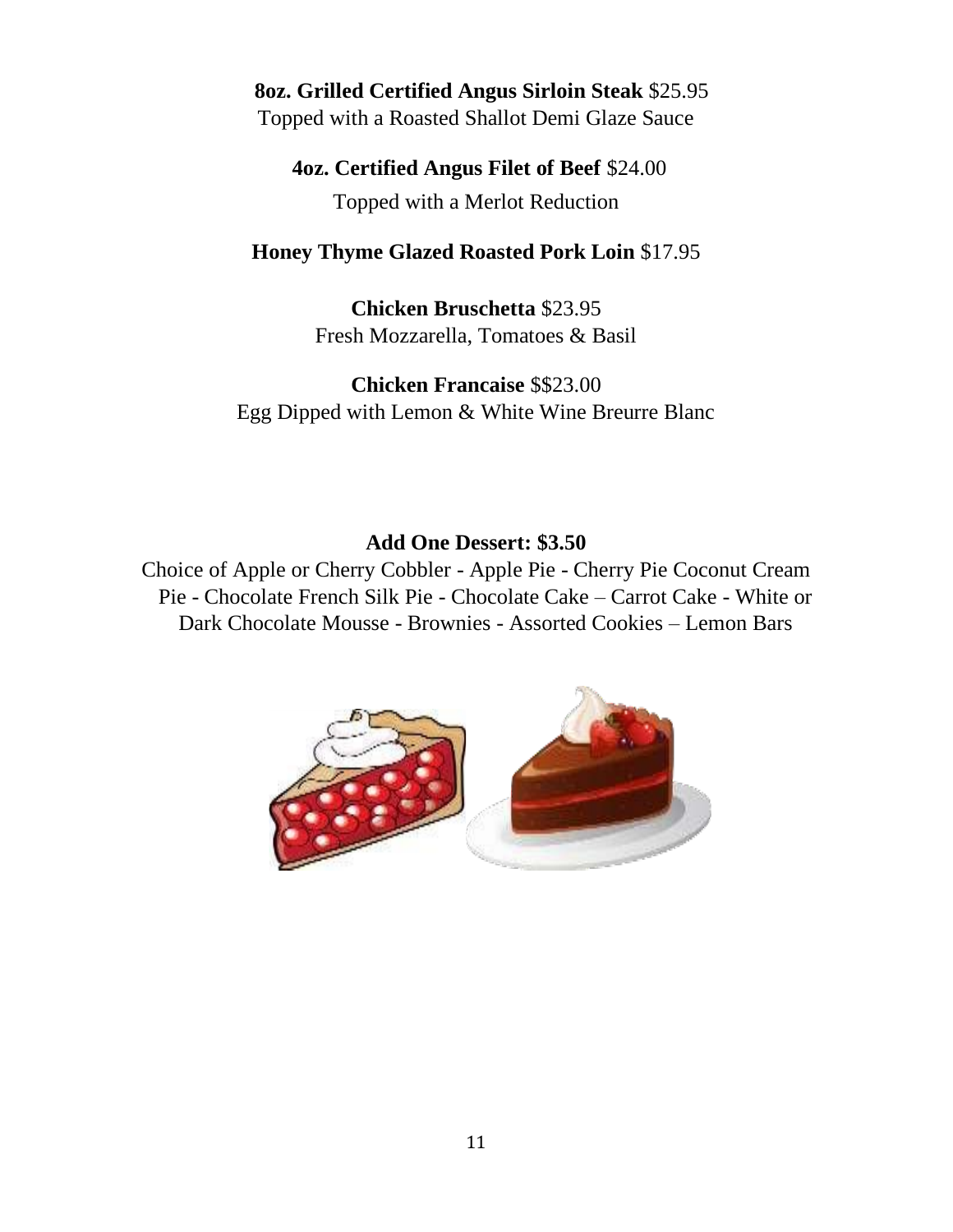**8oz. Grilled Certified Angus Sirloin Steak** $25.95
Topped with a Roasted Shallot Demi Glaze Sauce

**4oz. Certified Angus Filet of Beef** $24.00
Topped with a Merlot Reduction

**Honey Thyme Glazed Roasted Pork Loin** $17.95

**Chicken Bruschetta** $23.95
Fresh Mozzarella, Tomatoes & Basil

**Chicken Francaise** $$23.00
Egg Dipped with Lemon & White Wine Breurre Blanc

**Add One Dessert: $3.50**

Choice of Apple or Cherry Cobbler - Apple Pie - Cherry Pie Coconut Cream Pie - Chocolate French Silk Pie - Chocolate Cake – Carrot Cake - White or Dark Chocolate Mousse - Brownies - Assorted Cookies – Lemon Bars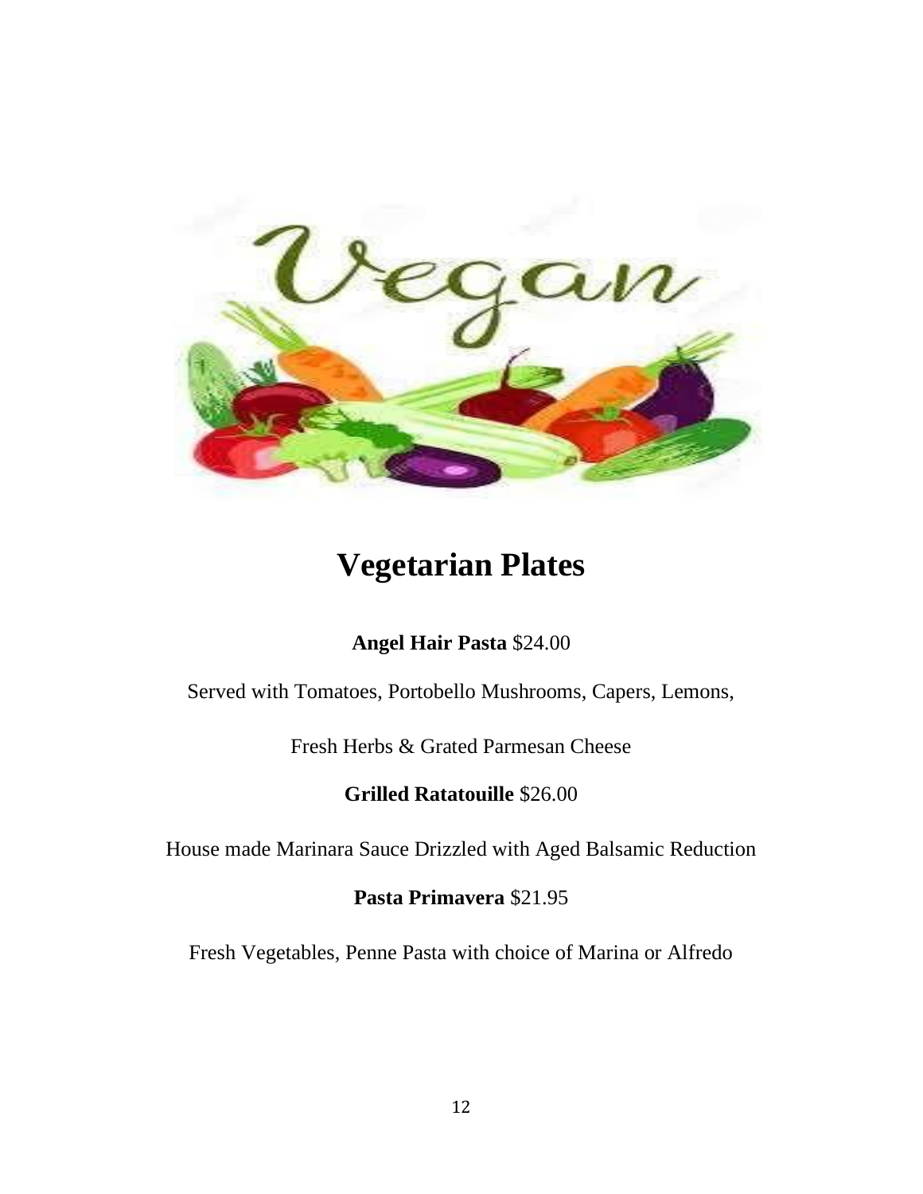# Vegetarian Plates

**Angel Hair Pasta** $24.00

Served with Tomatoes, Portobello Mushrooms, Capers, Lemons,

Fresh Herbs & Grated Parmesan Cheese

**Grilled Ratatouille** $26.00

House made Marinara Sauce Drizzled with Aged Balsamic Reduction

**Pasta Primavera** $21.95

Fresh Vegetables, Penne Pasta with choice of Marina or Alfredo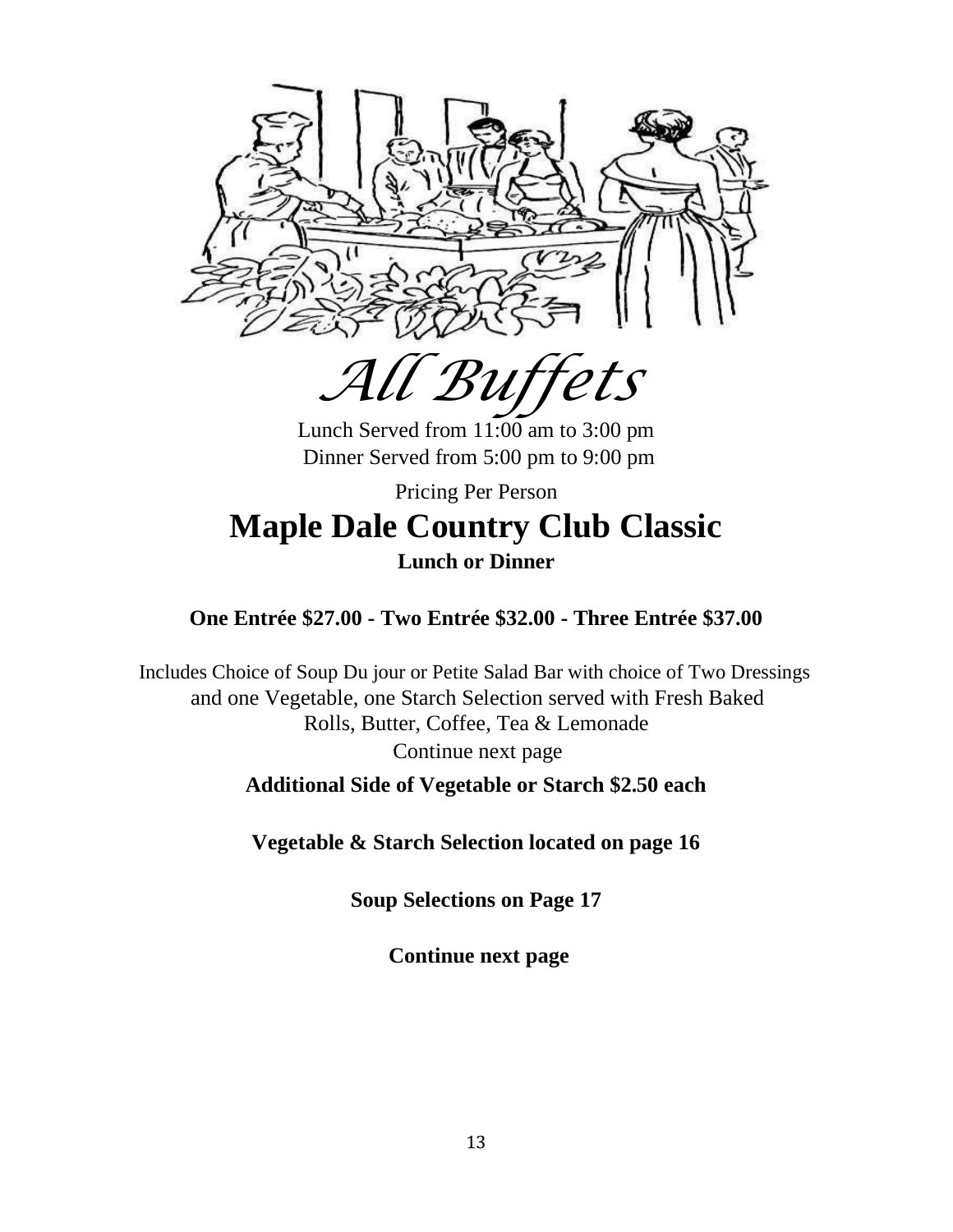# *All Buffets*

Lunch Served from 11:00 am to 3:00 pm
Dinner Served from 5:00 pm to 9:00 pm

Pricing Per Person

## Maple Dale Country Club Classic

**Lunch or Dinner**

**One Entrée $27.00 - Two Entrée $32.00 - Three Entrée $37.00**

Includes Choice of Soup Du jour or Petite Salad Bar with choice of Two Dressings and one Vegetable, one Starch Selection served with Fresh Baked Rolls, Butter, Coffee, Tea & Lemonade

Continue next page

**Additional Side of Vegetable or Starch $2.50 each**

**Vegetable & Starch Selection located on page 16**

**Soup Selections on Page 17**

**Continue next page**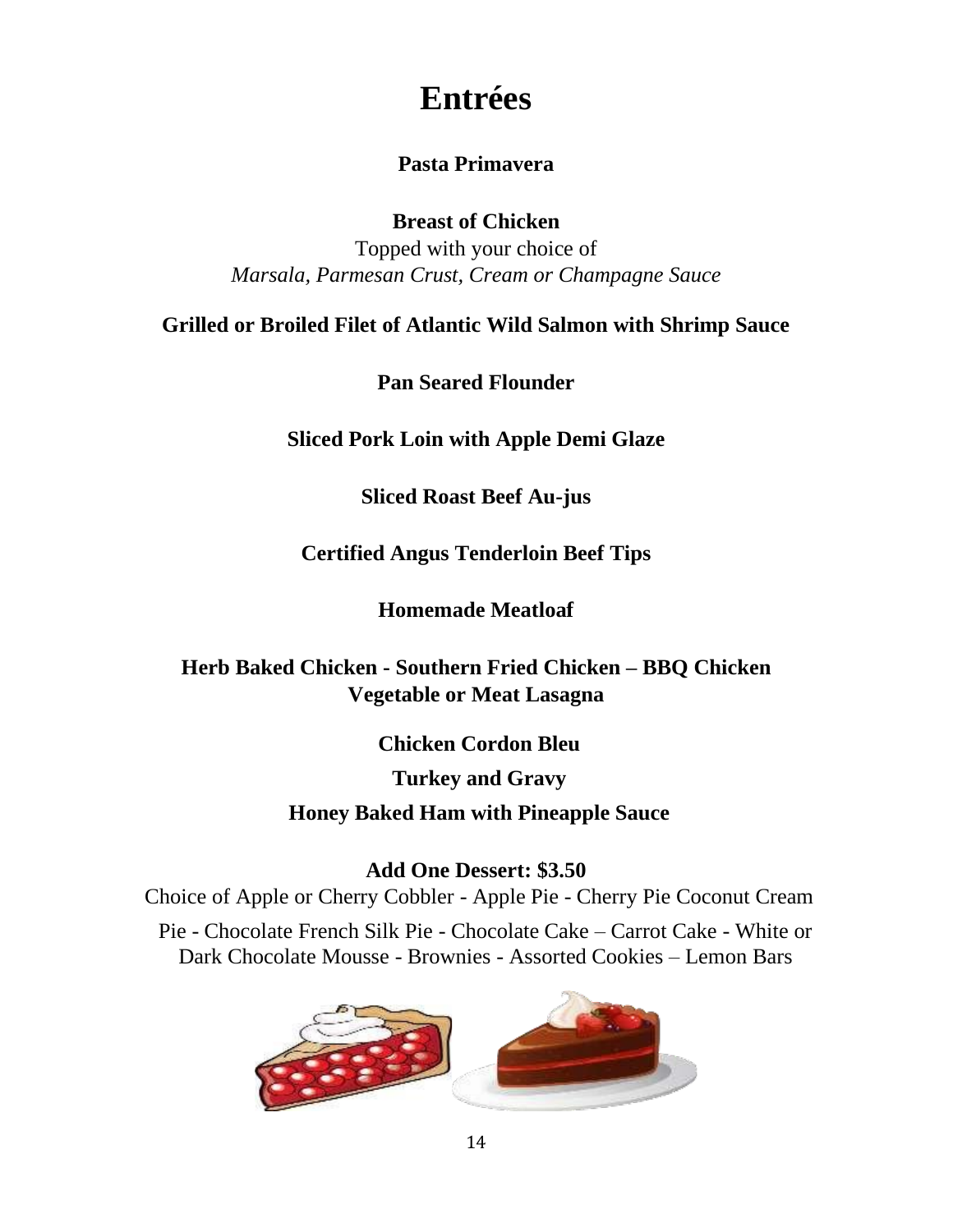# Entrées

**Pasta Primavera**

**Breast of Chicken**
Topped with your choice of
*Marsala, Parmesan Crust, Cream or Champagne Sauce*

**Grilled or Broiled Filet of Atlantic Wild Salmon with Shrimp Sauce**

**Pan Seared Flounder**

**Sliced Pork Loin with Apple Demi Glaze**

**Sliced Roast Beef Au-jus**

**Certified Angus Tenderloin Beef Tips**

**Homemade Meatloaf**

**Herb Baked Chicken - Southern Fried Chicken – BBQ Chicken**
**Vegetable or Meat Lasagna**

**Chicken Cordon Bleu**

**Turkey and Gravy**

**Honey Baked Ham with Pineapple Sauce**

**Add One Dessert: $3.50**
Choice of Apple or Cherry Cobbler - Apple Pie - Cherry Pie Coconut Cream Pie - Chocolate French Silk Pie - Chocolate Cake – Carrot Cake - White or Dark Chocolate Mousse - Brownies - Assorted Cookies – Lemon Bars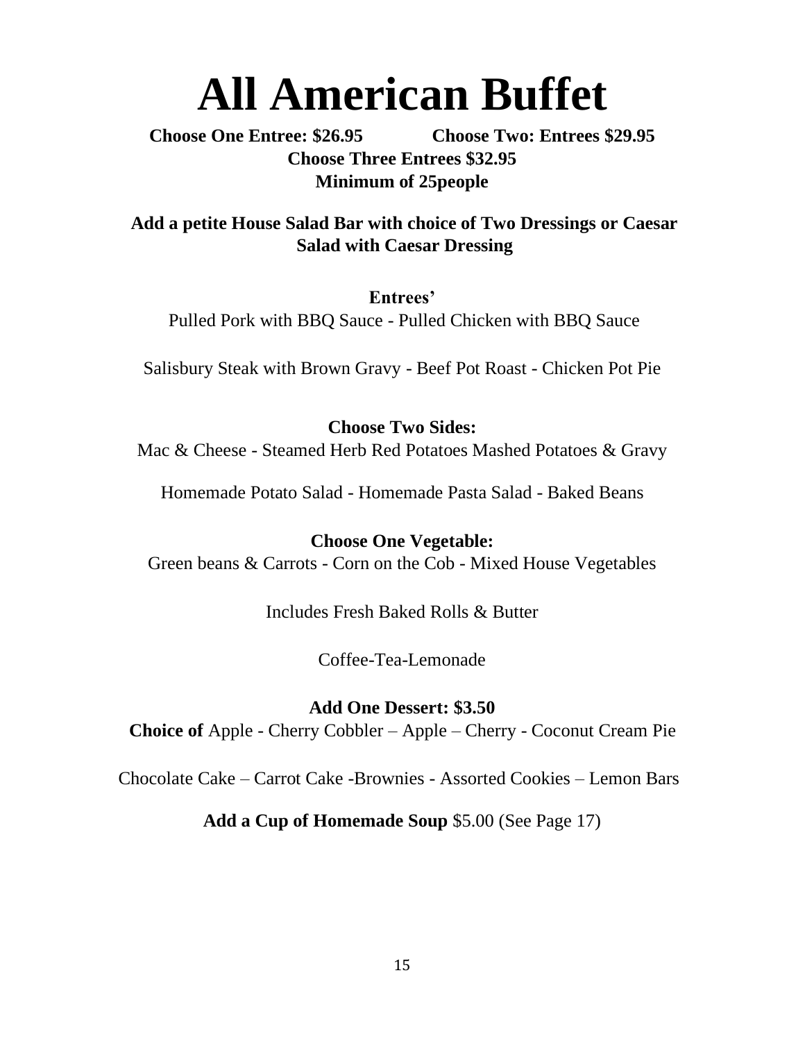# All American Buffet

**Choose One Entree: $26.95** **Choose Two: Entrees $29.95**

**Choose Three Entrees $32.95**

**Minimum of 25people**

**Add a petite House Salad Bar with choice of Two Dressings or Caesar Salad with Caesar Dressing**

**Entrees'**

Pulled Pork with BBQ Sauce - Pulled Chicken with BBQ Sauce

Salisbury Steak with Brown Gravy - Beef Pot Roast - Chicken Pot Pie

**Choose Two Sides:**

Mac & Cheese - Steamed Herb Red Potatoes Mashed Potatoes & Gravy

Homemade Potato Salad - Homemade Pasta Salad - Baked Beans

**Choose One Vegetable:**

Green beans & Carrots - Corn on the Cob - Mixed House Vegetables

Includes Fresh Baked Rolls & Butter

Coffee-Tea-Lemonade

**Add One Dessert: $3.50**

**Choice of** Apple - Cherry Cobbler – Apple – Cherry - Coconut Cream Pie

Chocolate Cake – Carrot Cake -Brownies - Assorted Cookies – Lemon Bars

**Add a Cup of Homemade Soup** $5.00 (See Page 17)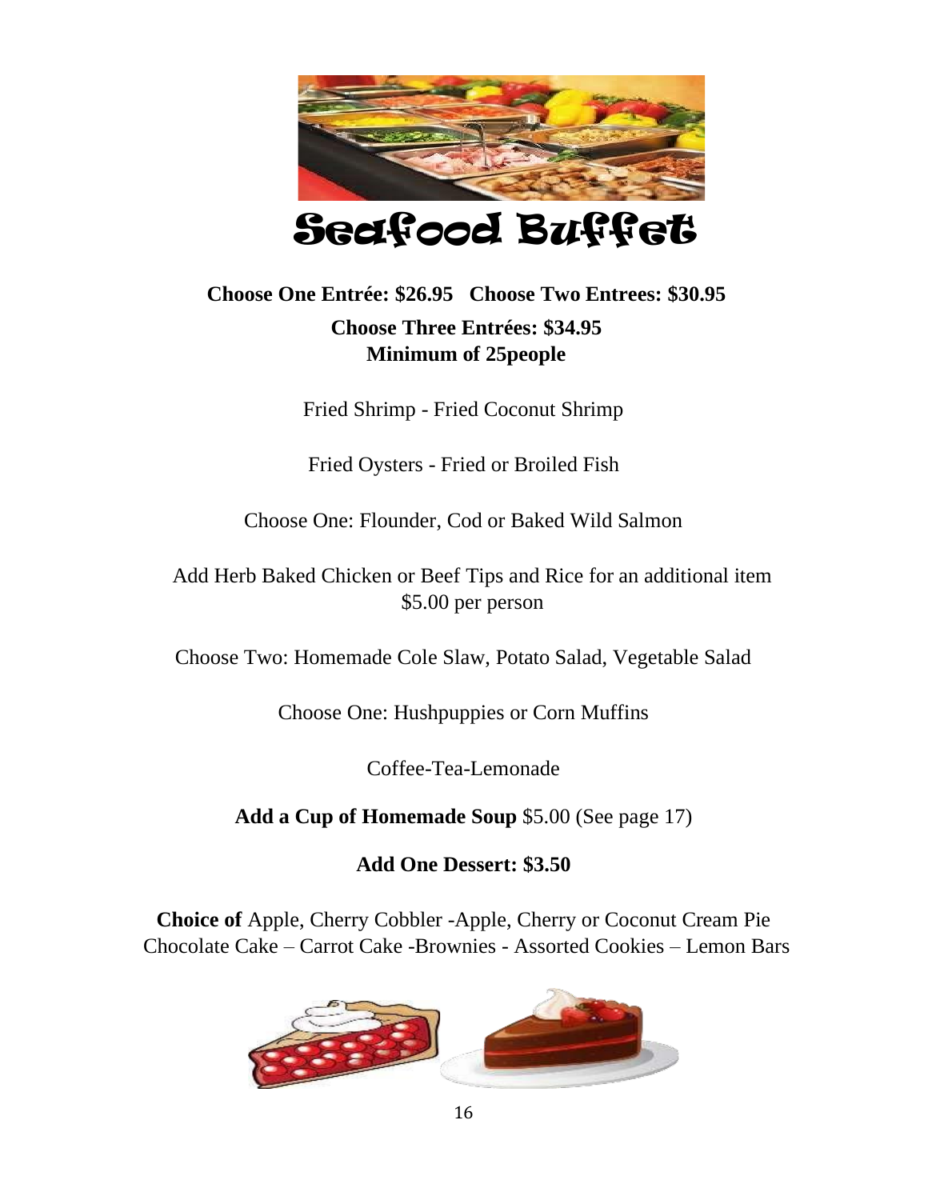# Seafood Buffet

**Choose One Entrée: $26.95   Choose Two Entrees: $30.95**

**Choose Three Entrées: $34.95**
**Minimum of 25people**

Fried Shrimp - Fried Coconut Shrimp

Fried Oysters - Fried or Broiled Fish

Choose One: Flounder, Cod or Baked Wild Salmon

Add Herb Baked Chicken or Beef Tips and Rice for an additional item
$5.00 per person

Choose Two: Homemade Cole Slaw, Potato Salad, Vegetable Salad

Choose One: Hushpuppies or Corn Muffins

Coffee-Tea-Lemonade

**Add a Cup of Homemade Soup** $5.00 (See page 17)

**Add One Dessert: $3.50**

**Choice of** Apple, Cherry Cobbler -Apple, Cherry or Coconut Cream Pie
Chocolate Cake – Carrot Cake -Brownies - Assorted Cookies – Lemon Bars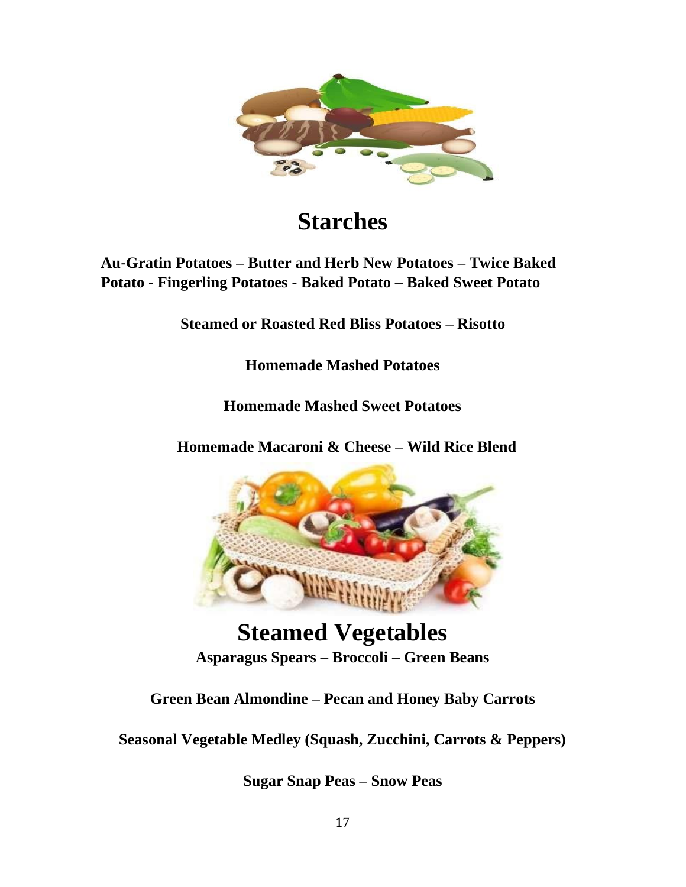# Starches

**Au-Gratin Potatoes – Butter and Herb New Potatoes – Twice Baked Potato - Fingerling Potatoes - Baked Potato – Baked Sweet Potato**

**Steamed or Roasted Red Bliss Potatoes – Risotto**

**Homemade Mashed Potatoes**

**Homemade Mashed Sweet Potatoes**

**Homemade Macaroni & Cheese – Wild Rice Blend**

# Steamed Vegetables

**Asparagus Spears – Broccoli – Green Beans**

**Green Bean Almondine – Pecan and Honey Baby Carrots**

**Seasonal Vegetable Medley (Squash, Zucchini, Carrots & Peppers)**

**Sugar Snap Peas – Snow Peas**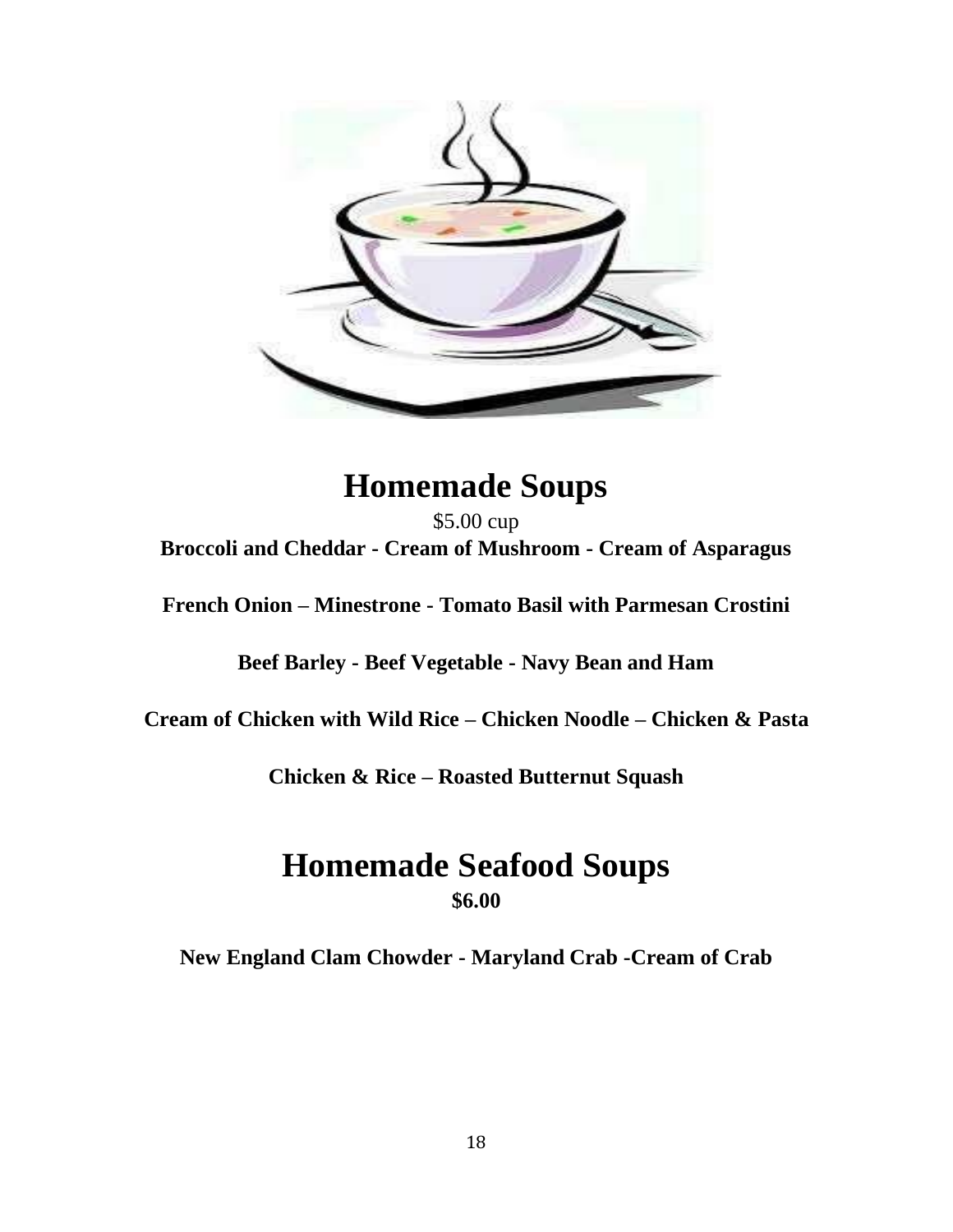# Homemade Soups

$5.00 cup

**Broccoli and Cheddar - Cream of Mushroom - Cream of Asparagus**

**French Onion – Minestrone - Tomato Basil with Parmesan Crostini**

**Beef Barley - Beef Vegetable - Navy Bean and Ham**

**Cream of Chicken with Wild Rice – Chicken Noodle – Chicken & Pasta**

**Chicken & Rice – Roasted Butternut Squash**

# Homemade Seafood Soups

**$6.00**

**New England Clam Chowder - Maryland Crab -Cream of Crab**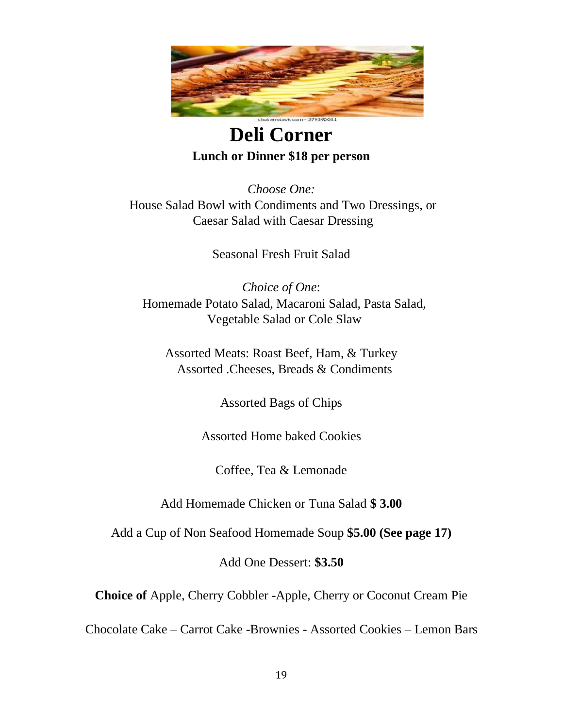# Deli Corner

**Lunch or Dinner $18 per person**

*Choose One:*
House Salad Bowl with Condiments and Two Dressings, or
Caesar Salad with Caesar Dressing

Seasonal Fresh Fruit Salad

*Choice of One*:
Homemade Potato Salad, Macaroni Salad, Pasta Salad,
Vegetable Salad or Cole Slaw

Assorted Meats: Roast Beef, Ham, & Turkey
Assorted .Cheeses, Breads & Condiments

Assorted Bags of Chips

Assorted Home baked Cookies

Coffee, Tea & Lemonade

Add Homemade Chicken or Tuna Salad **$ 3.00**

Add a Cup of Non Seafood Homemade Soup **$5.00 (See page 17)**

Add One Dessert: **$3.50**

**Choice of** Apple, Cherry Cobbler -Apple, Cherry or Coconut Cream Pie

Chocolate Cake – Carrot Cake -Brownies - Assorted Cookies – Lemon Bars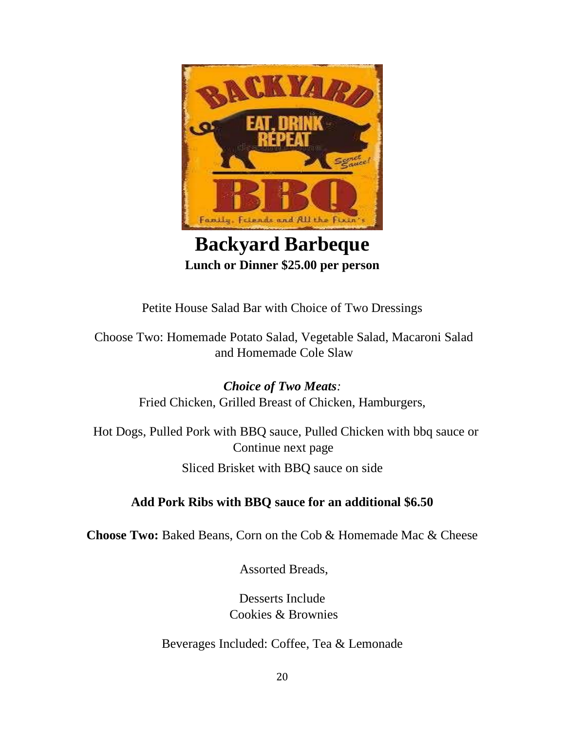# Backyard Barbeque

**Lunch or Dinner $25.00 per person**

Petite House Salad Bar with Choice of Two Dressings

Choose Two: Homemade Potato Salad, Vegetable Salad, Macaroni Salad and Homemade Cole Slaw

***Choice of Two Meats:***
Fried Chicken, Grilled Breast of Chicken, Hamburgers,

Hot Dogs, Pulled Pork with BBQ sauce, Pulled Chicken with bbq sauce or Continue next page

Sliced Brisket with BBQ sauce on side

**Add Pork Ribs with BBQ sauce for an additional $6.50**

**Choose Two:** Baked Beans, Corn on the Cob & Homemade Mac & Cheese

Assorted Breads,

Desserts Include
Cookies & Brownies

Beverages Included: Coffee, Tea & Lemonade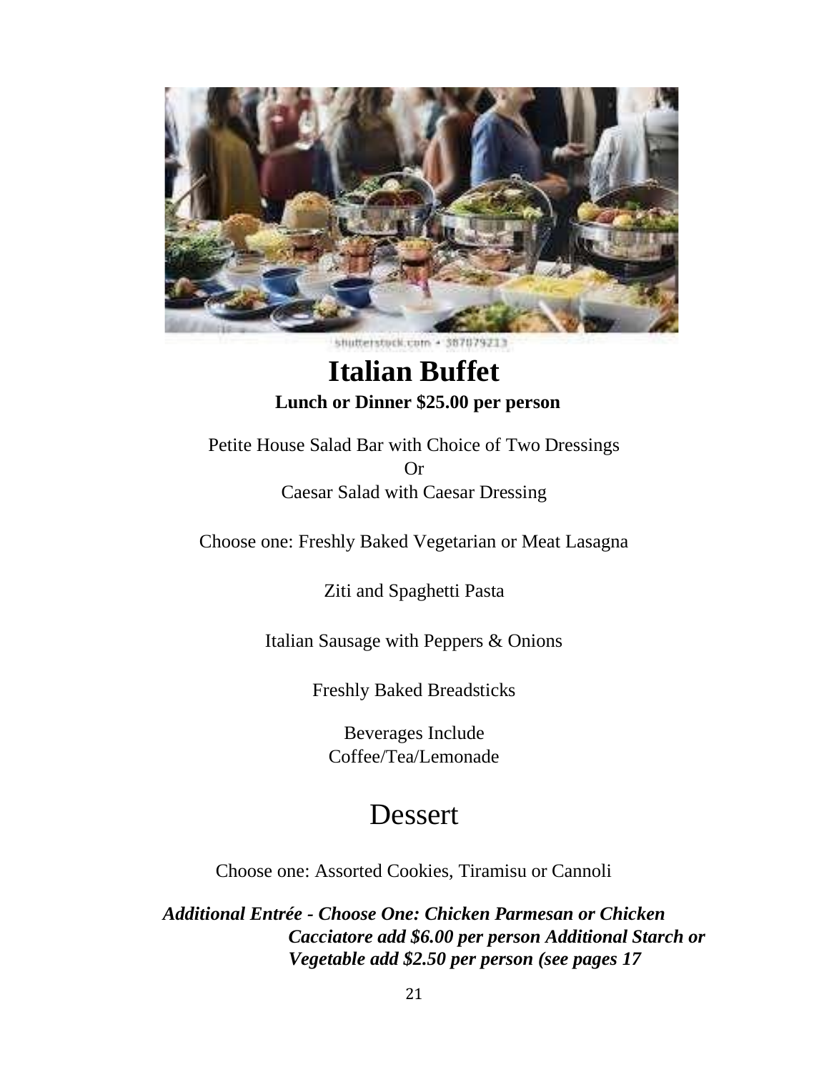# Italian Buffet

**Lunch or Dinner $25.00 per person**

Petite House Salad Bar with Choice of Two Dressings
Or
Caesar Salad with Caesar Dressing

Choose one: Freshly Baked Vegetarian or Meat Lasagna

Ziti and Spaghetti Pasta

Italian Sausage with Peppers & Onions

Freshly Baked Breadsticks

Beverages Include
Coffee/Tea/Lemonade

## Dessert

Choose one: Assorted Cookies, Tiramisu or Cannoli

***Additional Entrée - Choose One: Chicken Parmesan or Chicken Cacciatore add $6.00 per person Additional Starch or Vegetable add $2.50 per person (see pages 17***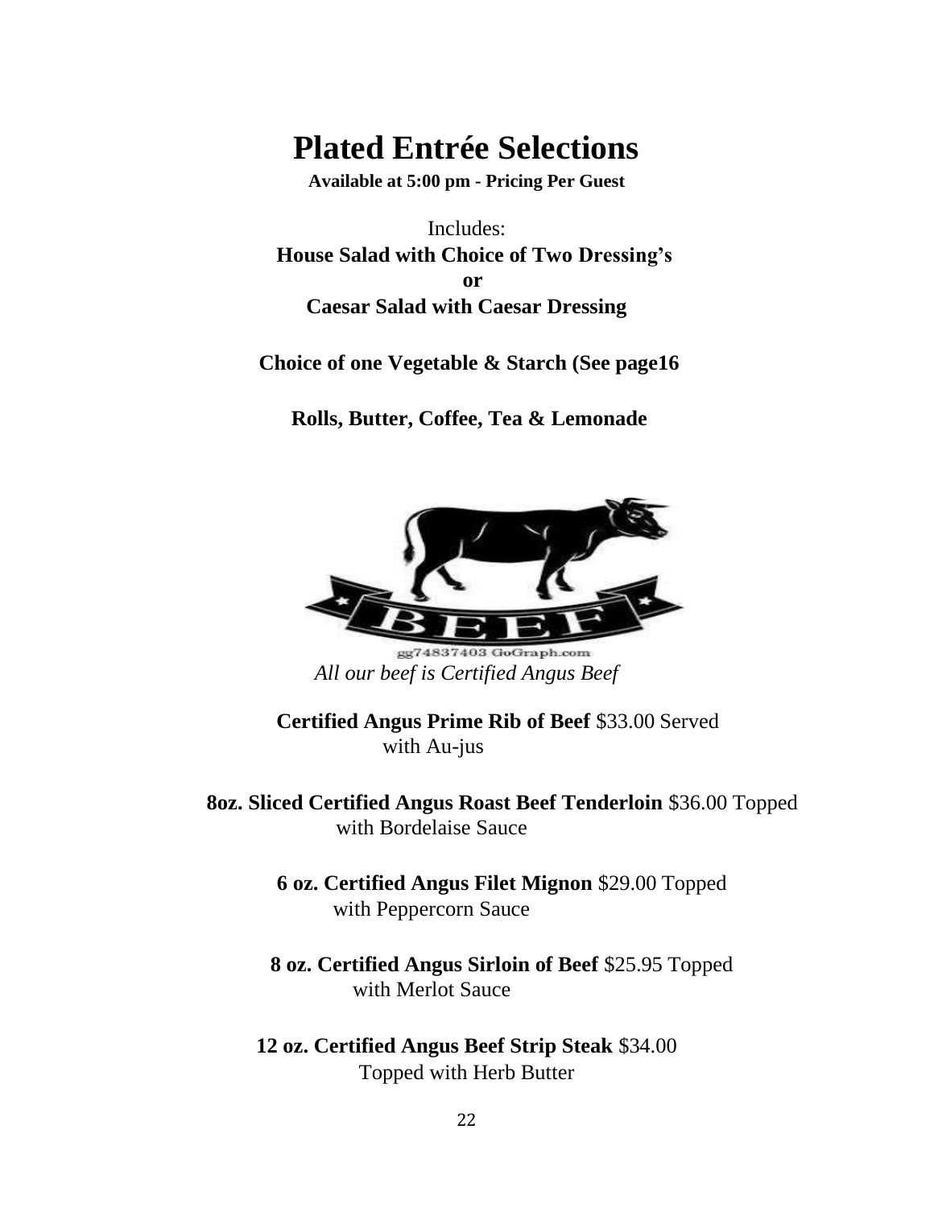# Plated Entrée Selections

**Available at 5:00 pm - Pricing Per Guest**

Includes:

**House Salad with Choice of Two Dressing's**

**or**

**Caesar Salad with Caesar Dressing**

**Choice of one Vegetable & Starch (See page16**

**Rolls, Butter, Coffee, Tea & Lemonade**

gg74837403 GoGraph.com

*All our beef is Certified Angus Beef*

**Certified Angus Prime Rib of Beef** $33.00 Served with Au-jus

**8oz. Sliced Certified Angus Roast Beef Tenderloin** $36.00 Topped with Bordelaise Sauce

**6 oz. Certified Angus Filet Mignon** $29.00 Topped with Peppercorn Sauce

**8 oz. Certified Angus Sirloin of Beef** $25.95 Topped with Merlot Sauce

**12 oz. Certified Angus Beef Strip Steak** $34.00 Topped with Herb Butter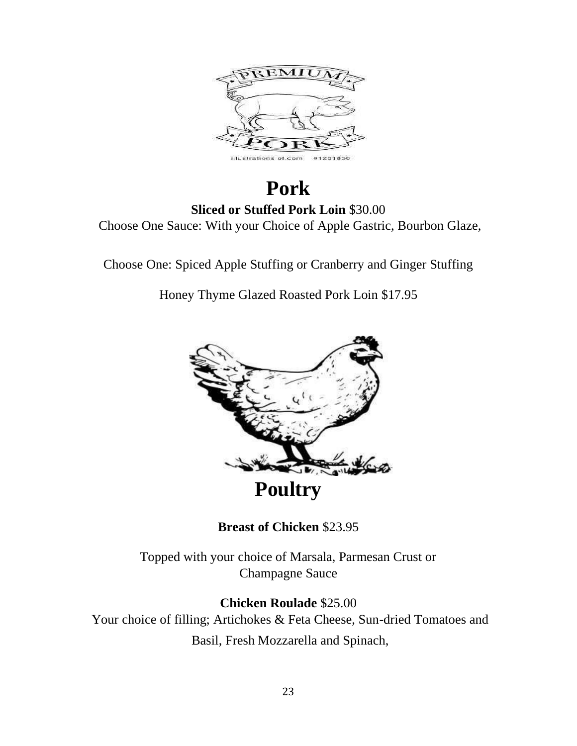# Pork

**Sliced or Stuffed Pork Loin** $30.00

Choose One Sauce: With your Choice of Apple Gastric, Bourbon Glaze,

Choose One: Spiced Apple Stuffing or Cranberry and Ginger Stuffing

Honey Thyme Glazed Roasted Pork Loin $17.95

# Poultry

**Breast of Chicken** $23.95

Topped with your choice of Marsala, Parmesan Crust or Champagne Sauce

**Chicken Roulade** $25.00

Your choice of filling; Artichokes & Feta Cheese, Sun-dried Tomatoes and Basil, Fresh Mozzarella and Spinach,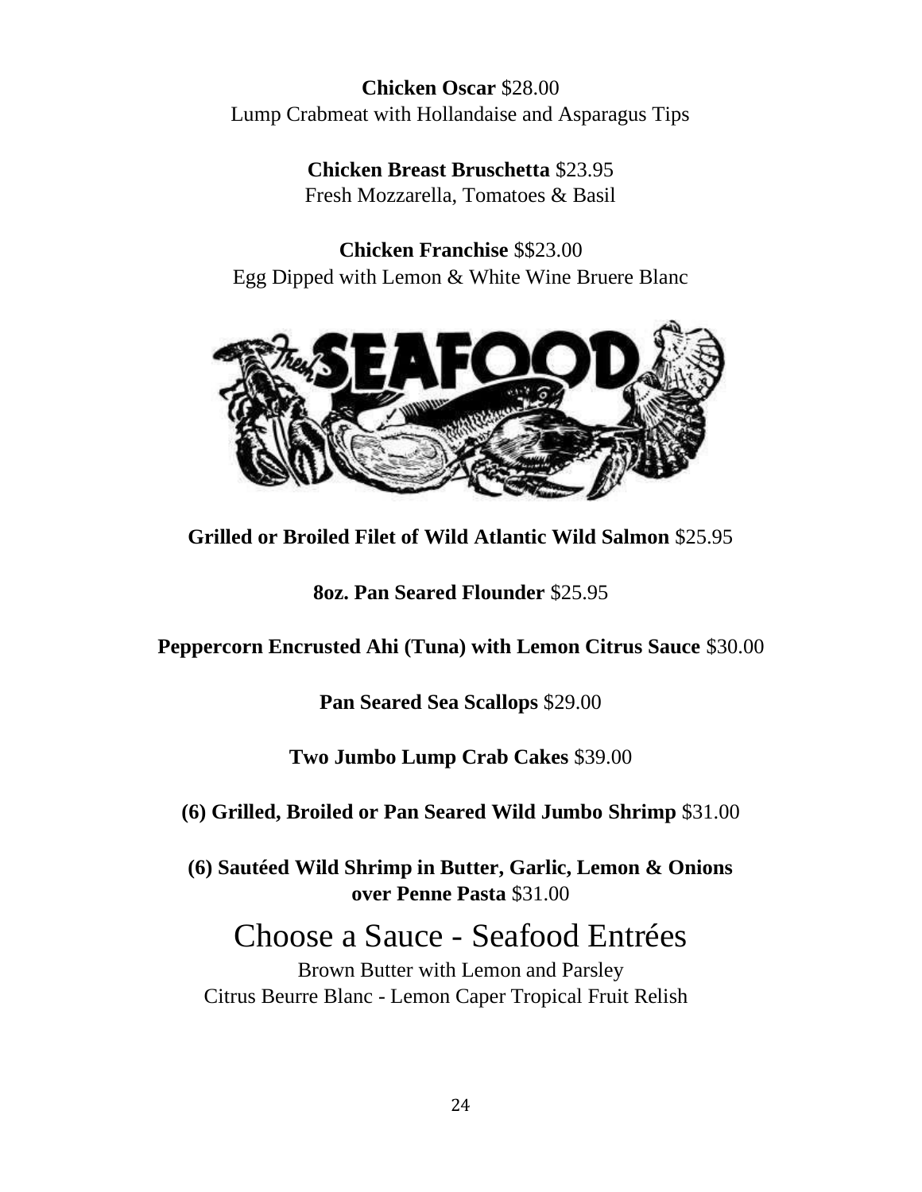**Chicken Oscar** $28.00
Lump Crabmeat with Hollandaise and Asparagus Tips

**Chicken Breast Bruschetta** $23.95
Fresh Mozzarella, Tomatoes & Basil

**Chicken Franchise** $$23.00
Egg Dipped with Lemon & White Wine Bruere Blanc

**Grilled or Broiled Filet of Wild Atlantic Wild Salmon** $25.95

**8oz. Pan Seared Flounder** $25.95

**Peppercorn Encrusted Ahi (Tuna) with Lemon Citrus Sauce** $30.00

**Pan Seared Sea Scallops** $29.00

**Two Jumbo Lump Crab Cakes** $39.00

**(6) Grilled, Broiled or Pan Seared Wild Jumbo Shrimp** $31.00

**(6) Sautéed Wild Shrimp in Butter, Garlic, Lemon & Onions over Penne Pasta** $31.00

## Choose a Sauce - Seafood Entrées

Brown Butter with Lemon and Parsley
Citrus Beurre Blanc - Lemon Caper Tropical Fruit Relish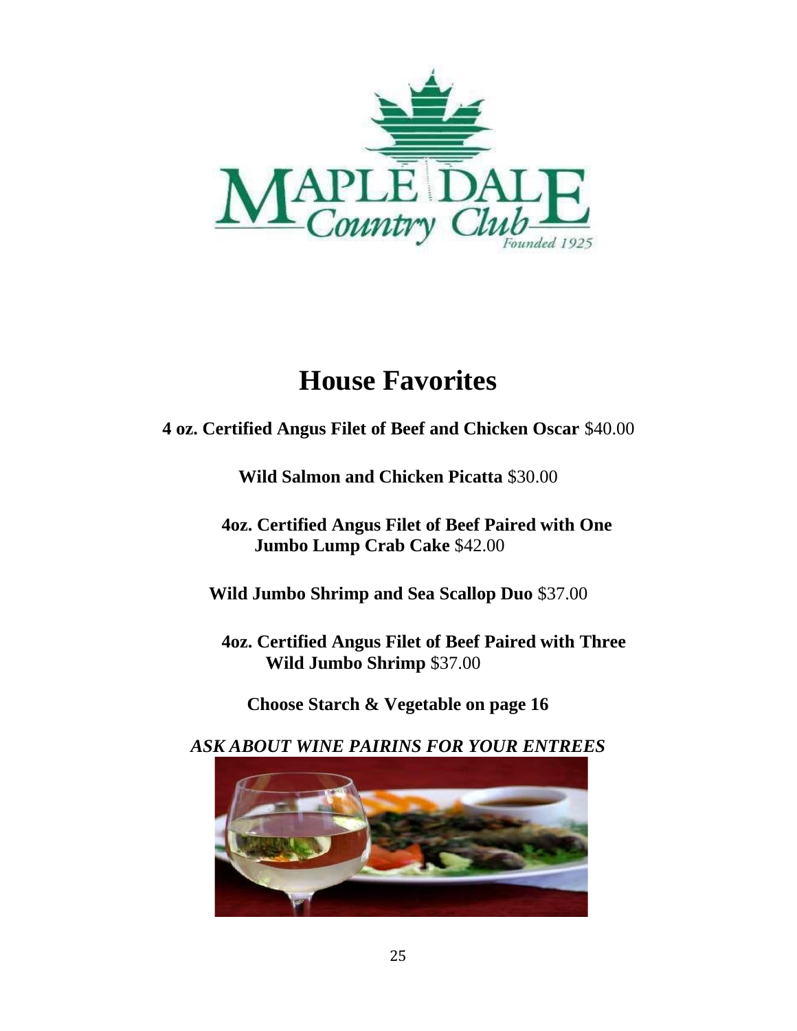# House Favorites

**4 oz. Certified Angus Filet of Beef and Chicken Oscar** $40.00

**Wild Salmon and Chicken Picatta** $30.00

**4oz. Certified Angus Filet of Beef Paired with One Jumbo Lump Crab Cake** $42.00

**Wild Jumbo Shrimp and Sea Scallop Duo** $37.00

**4oz. Certified Angus Filet of Beef Paired with Three Wild Jumbo Shrimp** $37.00

**Choose Starch & Vegetable on page 16**

***ASK ABOUT WINE PAIRINS FOR YOUR ENTREES***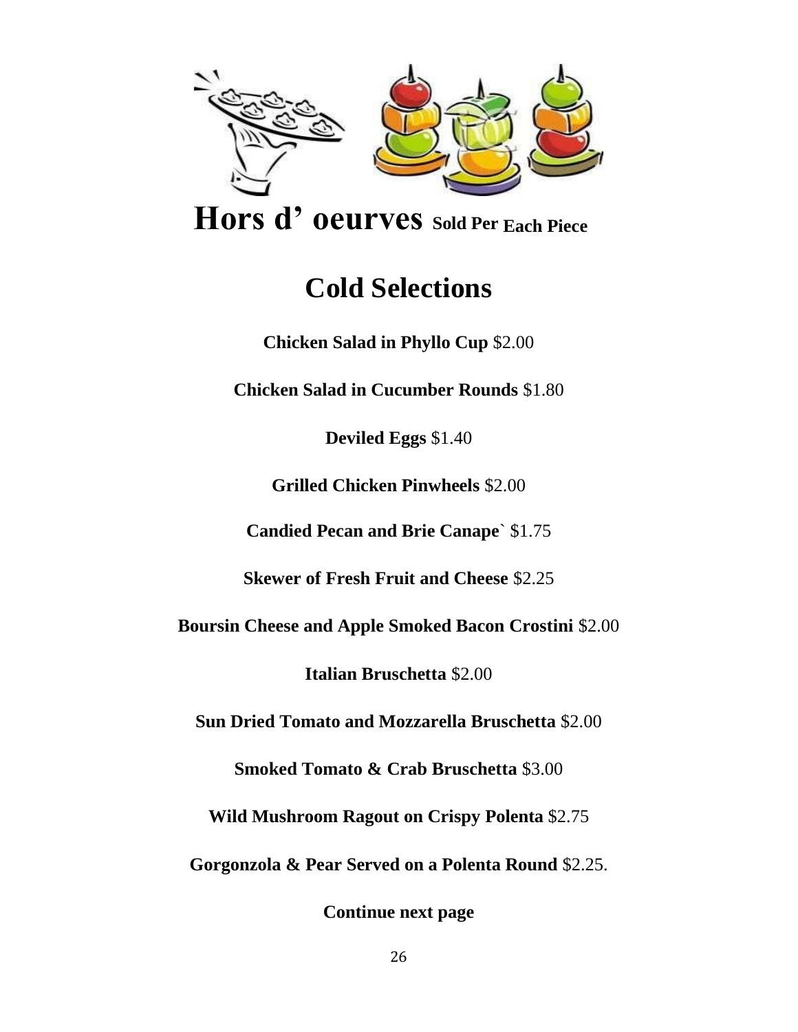# Hors d' oeurves **Sold Per Each Piece**

## Cold Selections

**Chicken Salad in Phyllo Cup** $2.00

**Chicken Salad in Cucumber Rounds** $1.80

**Deviled Eggs** $1.40

**Grilled Chicken Pinwheels** $2.00

**Candied Pecan and Brie Canape`** $1.75

**Skewer of Fresh Fruit and Cheese** $2.25

**Boursin Cheese and Apple Smoked Bacon Crostini** $2.00

**Italian Bruschetta** $2.00

**Sun Dried Tomato and Mozzarella Bruschetta** $2.00

**Smoked Tomato & Crab Bruschetta** $3.00

**Wild Mushroom Ragout on Crispy Polenta** $2.75

**Gorgonzola & Pear Served on a Polenta Round** $2.25.

**Continue next page**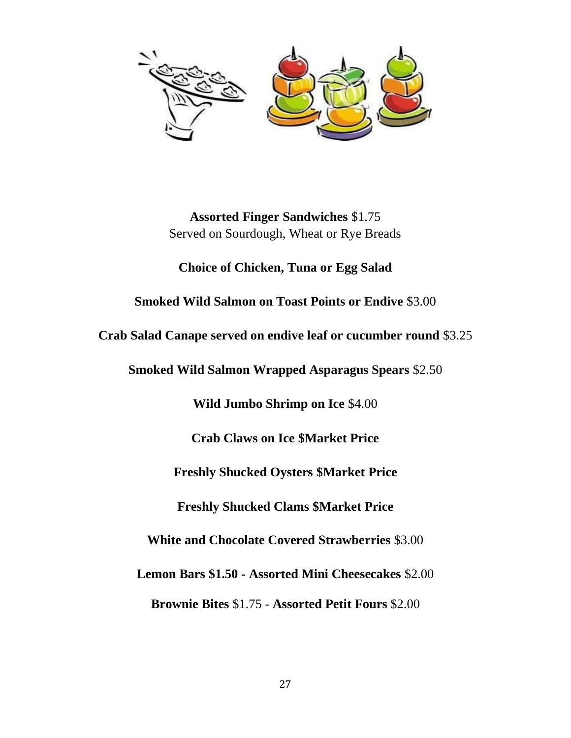**Assorted Finger Sandwiches** $1.75
Served on Sourdough, Wheat or Rye Breads

**Choice of Chicken, Tuna or Egg Salad**

**Smoked Wild Salmon on Toast Points or Endive** $3.00

**Crab Salad Canape served on endive leaf or cucumber round** $3.25

**Smoked Wild Salmon Wrapped Asparagus Spears** $2.50

**Wild Jumbo Shrimp on Ice** $4.00

**Crab Claws on Ice $Market Price**

**Freshly Shucked Oysters $Market Price**

**Freshly Shucked Clams $Market Price**

**White and Chocolate Covered Strawberries** $3.00

**Lemon Bars $1.50 - Assorted Mini Cheesecakes** $2.00

**Brownie Bites** $1.75 - **Assorted Petit Fours** $2.00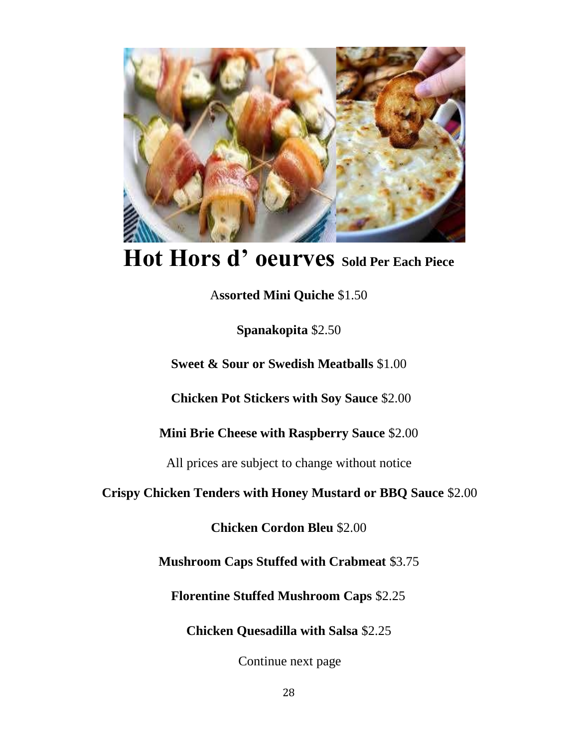# Hot Hors d' oeurves Sold Per Each Piece

**Assorted Mini Quiche** $1.50

**Spanakopita** $2.50

**Sweet & Sour or Swedish Meatballs** $1.00

**Chicken Pot Stickers with Soy Sauce** $2.00

**Mini Brie Cheese with Raspberry Sauce** $2.00

All prices are subject to change without notice

**Crispy Chicken Tenders with Honey Mustard or BBQ Sauce** $2.00

**Chicken Cordon Bleu** $2.00

**Mushroom Caps Stuffed with Crabmeat** $3.75

**Florentine Stuffed Mushroom Caps** $2.25

**Chicken Quesadilla with Salsa** $2.25

Continue next page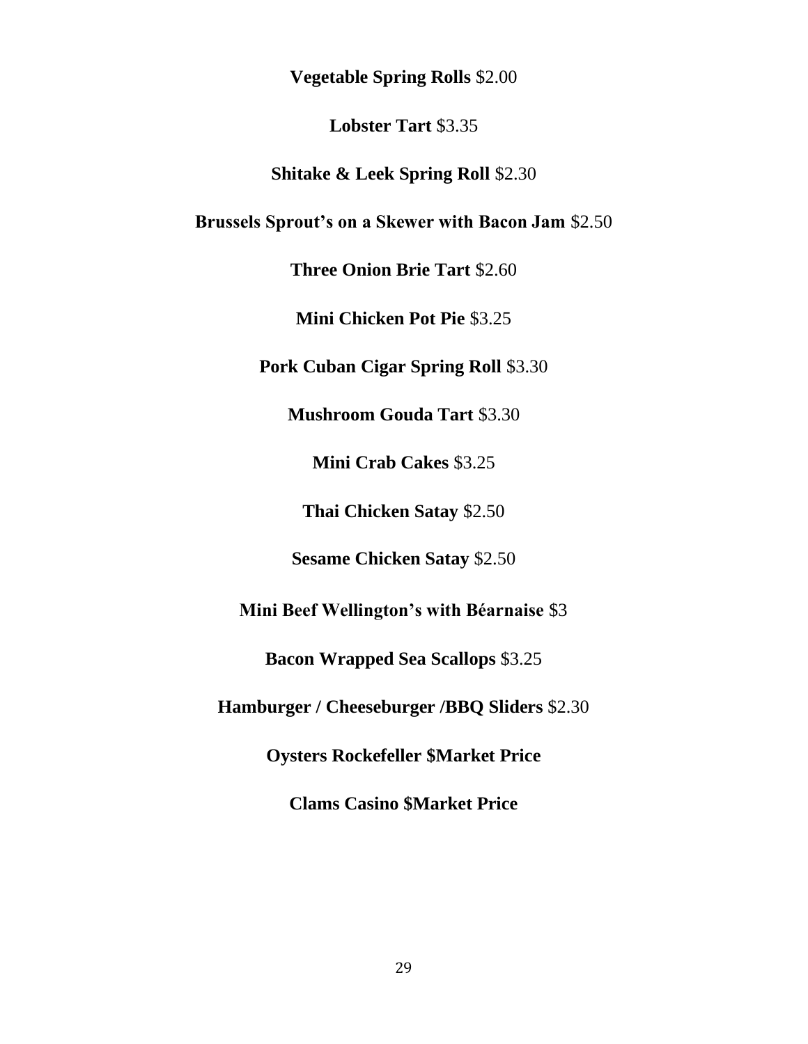**Vegetable Spring Rolls** $2.00

**Lobster Tart** $3.35

**Shitake & Leek Spring Roll** $2.30

**Brussels Sprout's on a Skewer with Bacon Jam** $2.50

**Three Onion Brie Tart** $2.60

**Mini Chicken Pot Pie** $3.25

**Pork Cuban Cigar Spring Roll** $3.30

**Mushroom Gouda Tart** $3.30

**Mini Crab Cakes** $3.25

**Thai Chicken Satay** $2.50

**Sesame Chicken Satay** $2.50

**Mini Beef Wellington's with Béarnaise** $3

**Bacon Wrapped Sea Scallops** $3.25

**Hamburger / Cheeseburger /BBQ Sliders** $2.30

**Oysters Rockefeller $Market Price**

**Clams Casino $Market Price**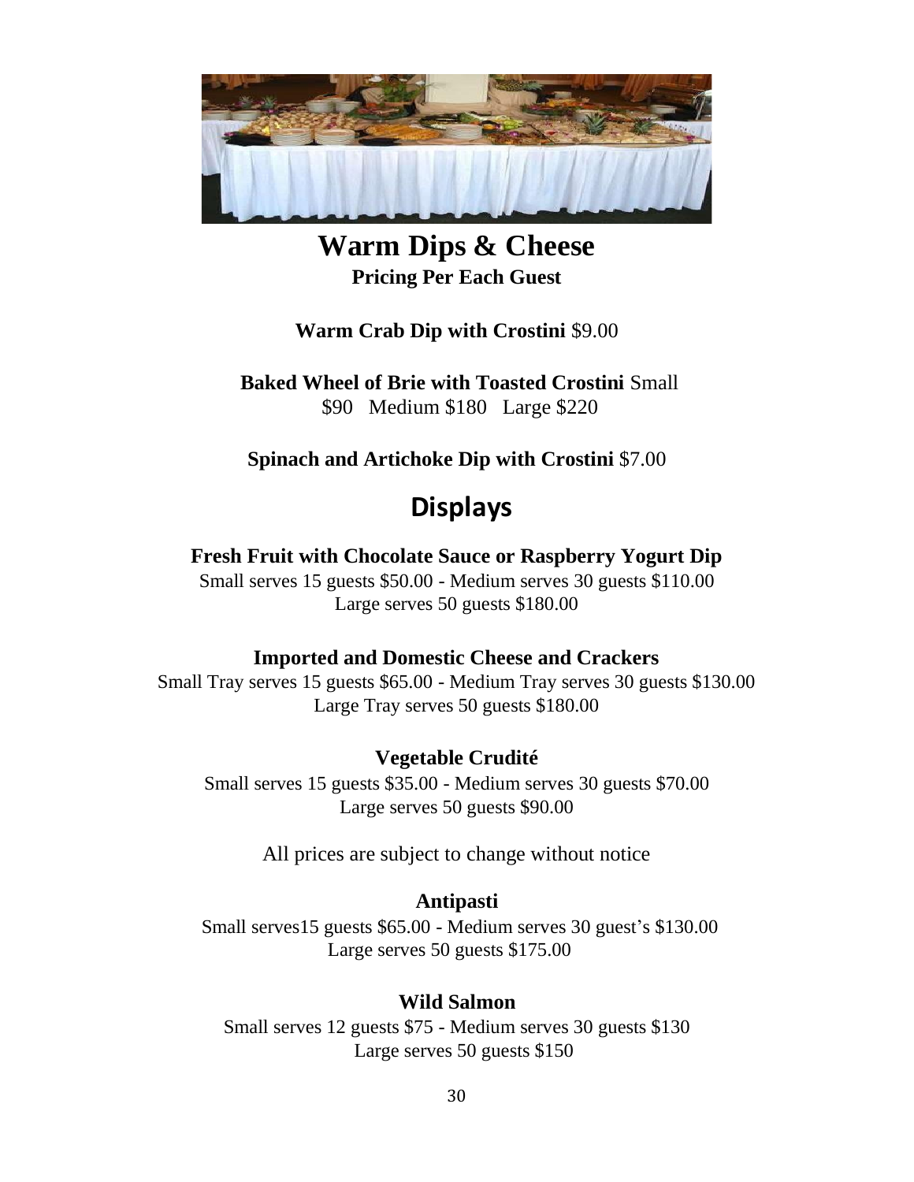# Warm Dips & Cheese

**Pricing Per Each Guest**

**Warm Crab Dip with Crostini** $9.00

**Baked Wheel of Brie with Toasted Crostini** Small $90 Medium $180 Large $220

**Spinach and Artichoke Dip with Crostini** $7.00

# Displays

### Fresh Fruit with Chocolate Sauce or Raspberry Yogurt Dip

Small serves 15 guests $50.00 - Medium serves 30 guests $110.00
Large serves 50 guests $180.00

### Imported and Domestic Cheese and Crackers

Small Tray serves 15 guests $65.00 - Medium Tray serves 30 guests $130.00
Large Tray serves 50 guests $180.00

### Vegetable Crudité

Small serves 15 guests $35.00 - Medium serves 30 guests $70.00
Large serves 50 guests $90.00

All prices are subject to change without notice

### Antipasti

Small serves15 guests $65.00 - Medium serves 30 guest's $130.00
Large serves 50 guests $175.00

### Wild Salmon

Small serves 12 guests $75 - Medium serves 30 guests $130
Large serves 50 guests $150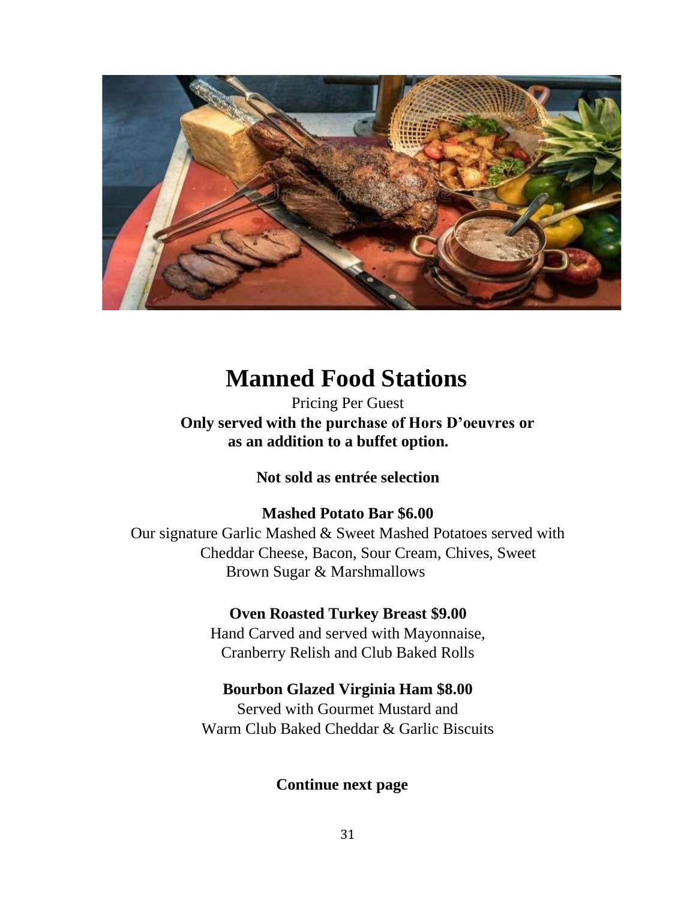# Manned Food Stations

Pricing Per Guest

**Only served with the purchase of Hors D'oeuvres or as an addition to a buffet option.**

**Not sold as entrée selection**

**Mashed Potato Bar $6.00**

Our signature Garlic Mashed & Sweet Mashed Potatoes served with Cheddar Cheese, Bacon, Sour Cream, Chives, Sweet Brown Sugar & Marshmallows

**Oven Roasted Turkey Breast $9.00**

Hand Carved and served with Mayonnaise, Cranberry Relish and Club Baked Rolls

**Bourbon Glazed Virginia Ham $8.00**

Served with Gourmet Mustard and Warm Club Baked Cheddar & Garlic Biscuits

**Continue next page**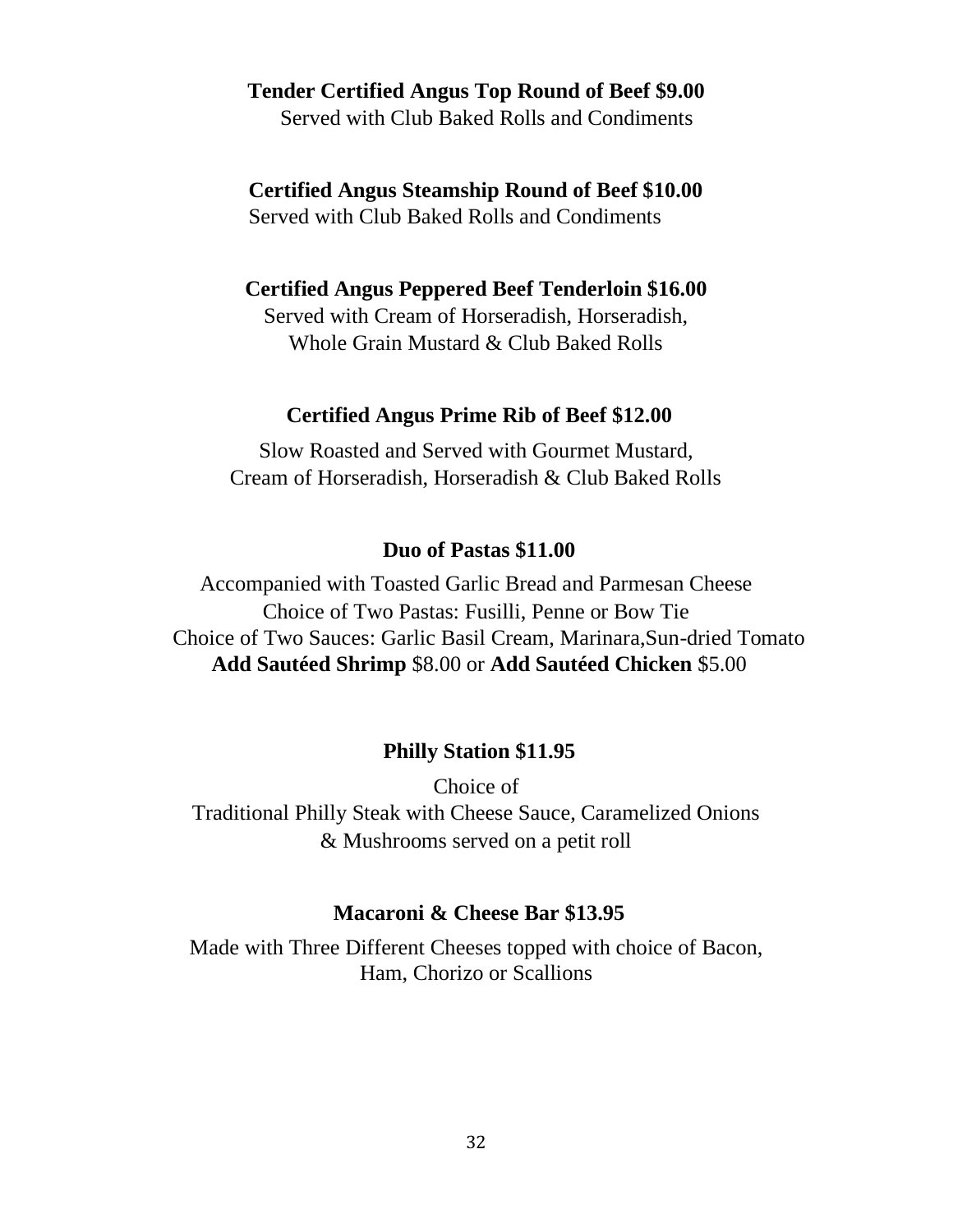**Tender Certified Angus Top Round of Beef $9.00**

Served with Club Baked Rolls and Condiments

**Certified Angus Steamship Round of Beef $10.00**

Served with Club Baked Rolls and Condiments

**Certified Angus Peppered Beef Tenderloin $16.00**

Served with Cream of Horseradish, Horseradish,
Whole Grain Mustard & Club Baked Rolls

**Certified Angus Prime Rib of Beef $12.00**

Slow Roasted and Served with Gourmet Mustard,
Cream of Horseradish, Horseradish & Club Baked Rolls

**Duo of Pastas $11.00**

Accompanied with Toasted Garlic Bread and Parmesan Cheese
Choice of Two Pastas: Fusilli, Penne or Bow Tie
Choice of Two Sauces: Garlic Basil Cream, Marinara,Sun-dried Tomato
**Add Sautéed Shrimp** $8.00 or **Add Sautéed Chicken** $5.00

**Philly Station $11.95**

Choice of
Traditional Philly Steak with Cheese Sauce, Caramelized Onions
& Mushrooms served on a petit roll

**Macaroni & Cheese Bar $13.95**

Made with Three Different Cheeses topped with choice of Bacon,
Ham, Chorizo or Scallions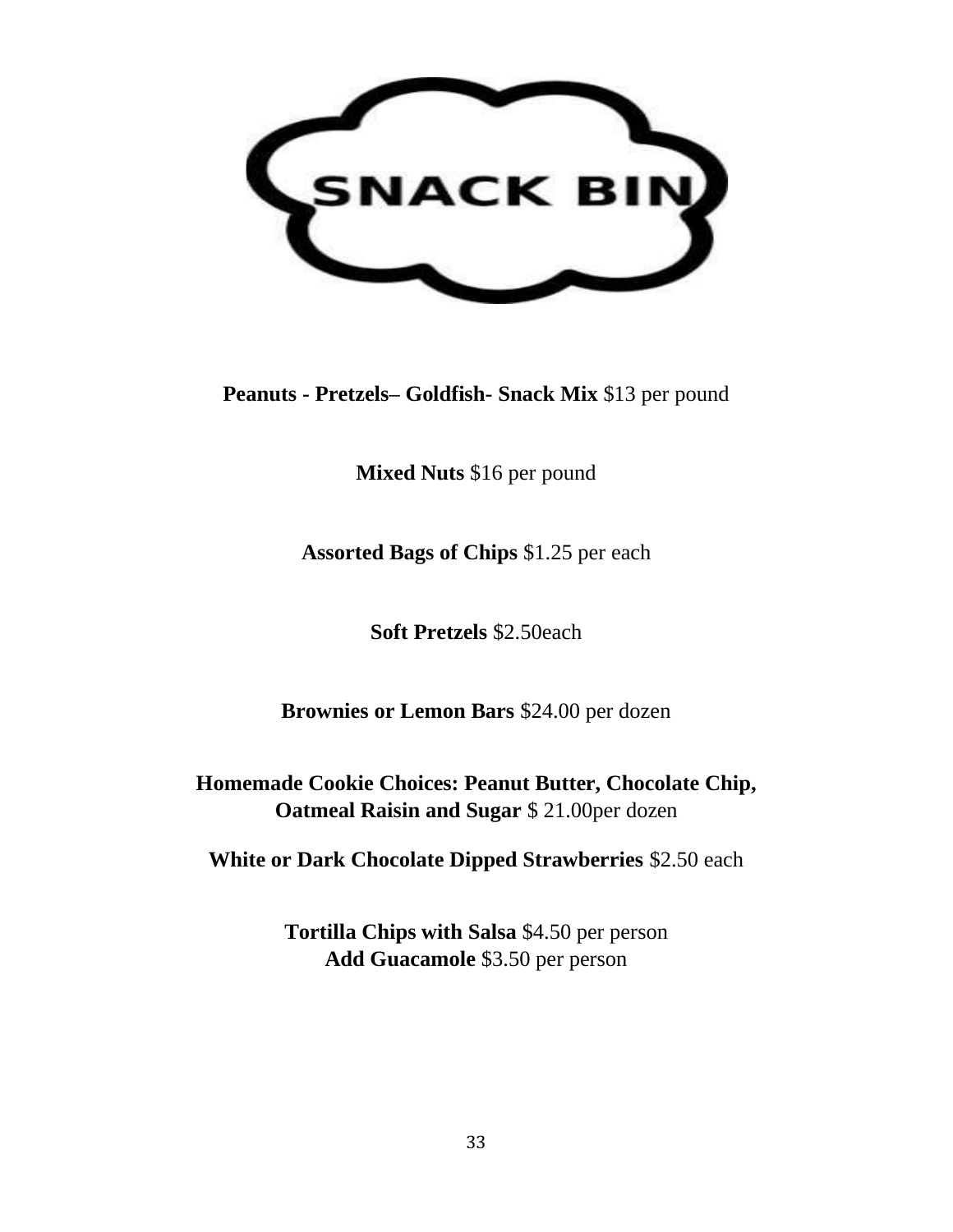# SNACK BIN

**Peanuts - Pretzels– Goldfish- Snack Mix** $13 per pound

**Mixed Nuts** $16 per pound

**Assorted Bags of Chips** $1.25 per each

**Soft Pretzels** $2.50each

**Brownies or Lemon Bars** $24.00 per dozen

**Homemade Cookie Choices: Peanut Butter, Chocolate Chip, Oatmeal Raisin and Sugar** $ 21.00per dozen

**White or Dark Chocolate Dipped Strawberries** $2.50 each

**Tortilla Chips with Salsa** $4.50 per person
**Add Guacamole** $3.50 per person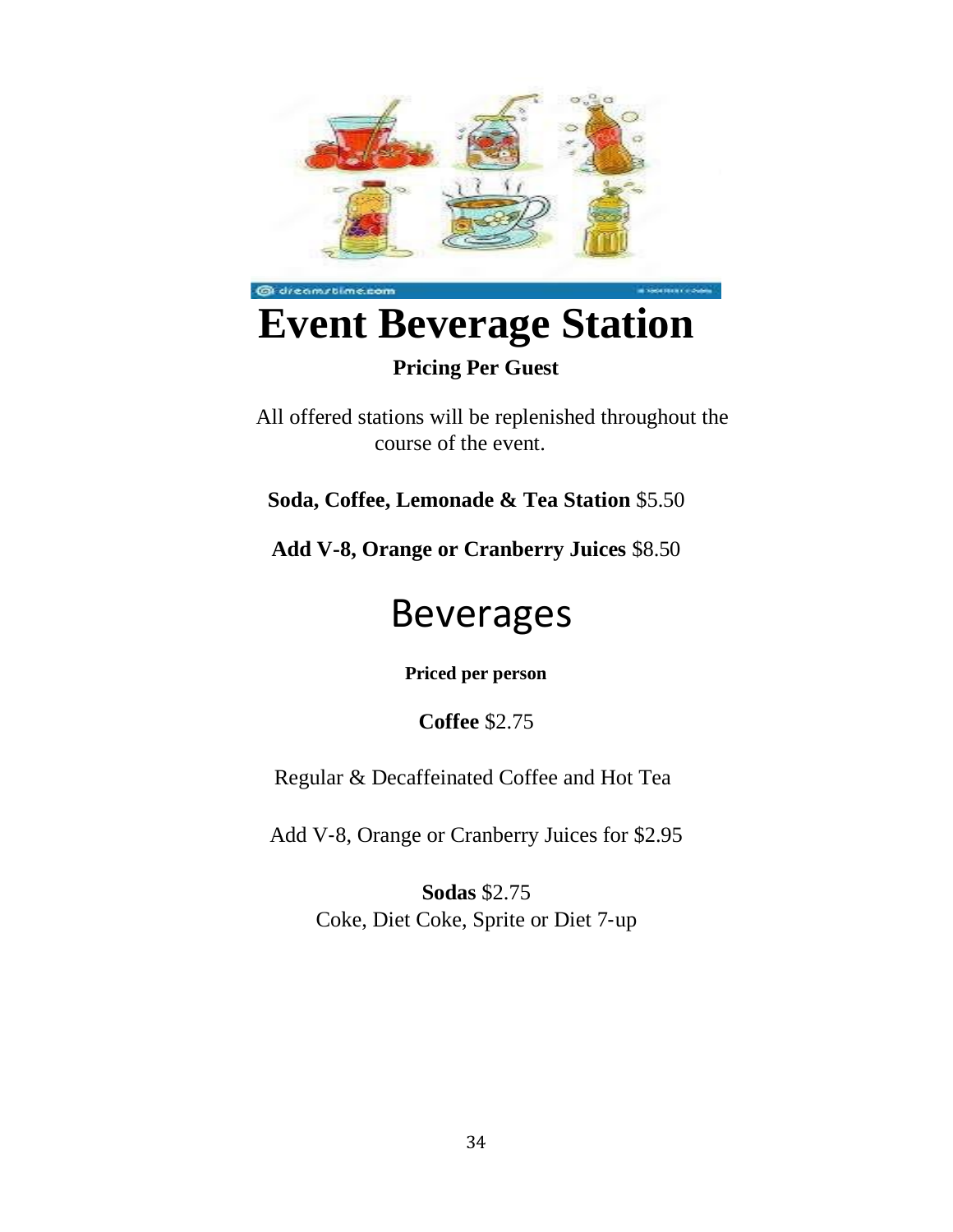# Event Beverage Station

**Pricing Per Guest**

All offered stations will be replenished throughout the course of the event.

**Soda, Coffee, Lemonade & Tea Station** $5.50

**Add V-8, Orange or Cranberry Juices** $8.50

# Beverages

**Priced per person**

**Coffee** $2.75

Regular & Decaffeinated Coffee and Hot Tea

Add V-8, Orange or Cranberry Juices for $2.95

**Sodas** $2.75
Coke, Diet Coke, Sprite or Diet 7-up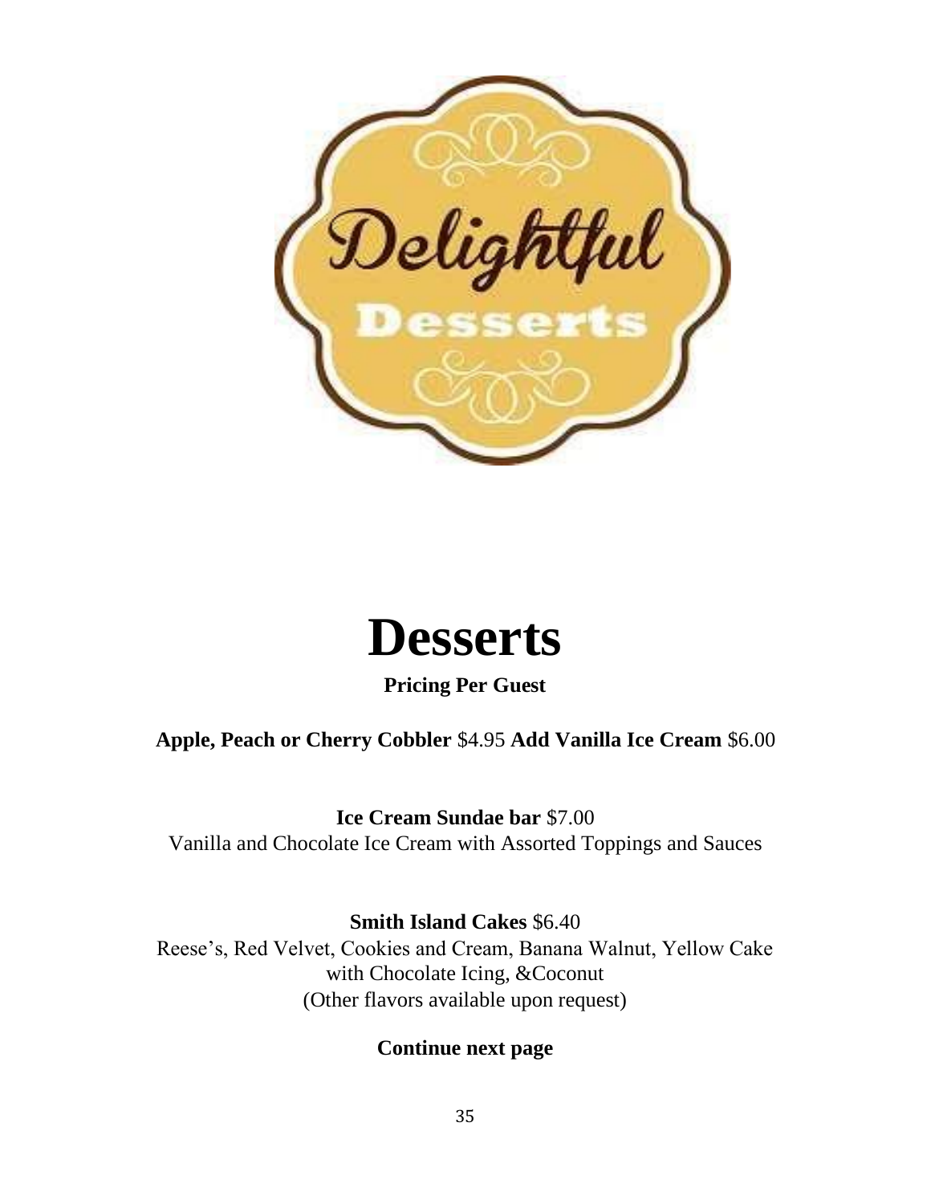# Desserts

**Pricing Per Guest**

**Apple, Peach or Cherry Cobbler** $4.95 **Add Vanilla Ice Cream** $6.00

**Ice Cream Sundae bar** $7.00
Vanilla and Chocolate Ice Cream with Assorted Toppings and Sauces

**Smith Island Cakes** $6.40
Reese's, Red Velvet, Cookies and Cream, Banana Walnut, Yellow Cake with Chocolate Icing, &Coconut
(Other flavors available upon request)

**Continue next page**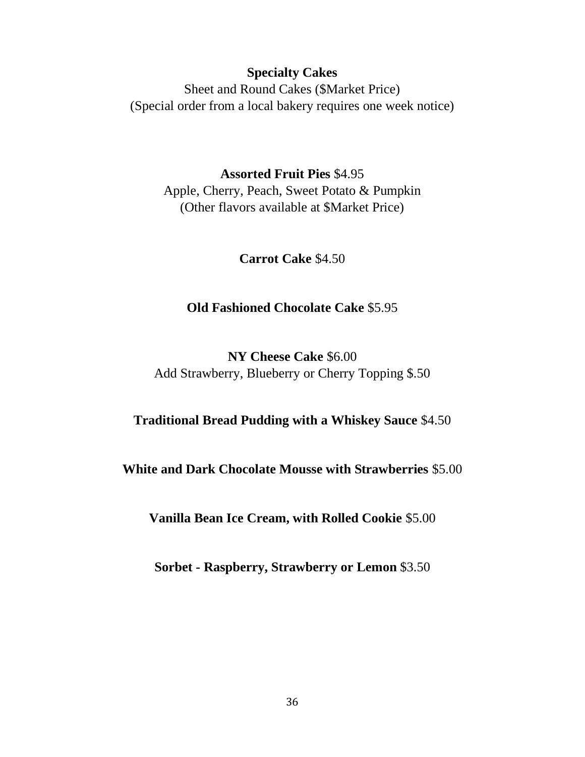**Specialty Cakes**
Sheet and Round Cakes ($Market Price)
(Special order from a local bakery requires one week notice)

**Assorted Fruit Pies** $4.95
Apple, Cherry, Peach, Sweet Potato & Pumpkin
(Other flavors available at $Market Price)

**Carrot Cake** $4.50

**Old Fashioned Chocolate Cake** $5.95

**NY Cheese Cake** $6.00
Add Strawberry, Blueberry or Cherry Topping $.50

**Traditional Bread Pudding with a Whiskey Sauce** $4.50

**White and Dark Chocolate Mousse with Strawberries** $5.00

**Vanilla Bean Ice Cream, with Rolled Cookie** $5.00

**Sorbet - Raspberry, Strawberry or Lemon** $3.50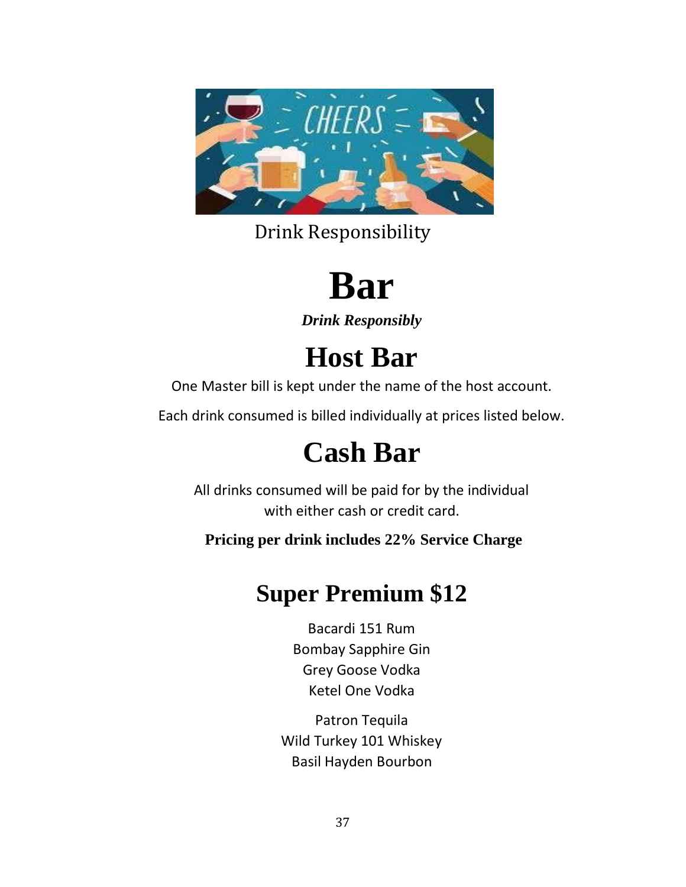Drink Responsibility

# Bar

***Drink Responsibly***

## Host Bar

One Master bill is kept under the name of the host account.

Each drink consumed is billed individually at prices listed below.

## Cash Bar

All drinks consumed will be paid for by the individual
with either cash or credit card.

**Pricing per drink includes 22% Service Charge**

## Super Premium $12

Bacardi 151 Rum
Bombay Sapphire Gin
Grey Goose Vodka
Ketel One Vodka

Patron Tequila
Wild Turkey 101 Whiskey
Basil Hayden Bourbon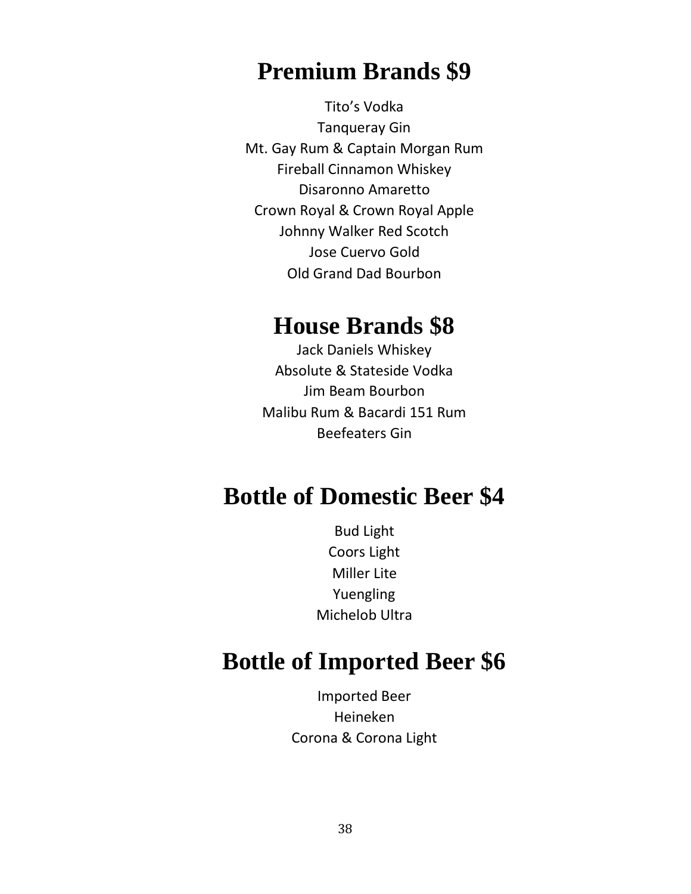## Premium Brands $9

Tito's Vodka
Tanqueray Gin
Mt. Gay Rum & Captain Morgan Rum
Fireball Cinnamon Whiskey
Disaronno Amaretto
Crown Royal & Crown Royal Apple
Johnny Walker Red Scotch
Jose Cuervo Gold
Old Grand Dad Bourbon

## House Brands $8

Jack Daniels Whiskey
Absolute & Stateside Vodka
Jim Beam Bourbon
Malibu Rum & Bacardi 151 Rum
Beefeaters Gin

## Bottle of Domestic Beer $4

Bud Light
Coors Light
Miller Lite
Yuengling
Michelob Ultra

## Bottle of Imported Beer $6

Imported Beer
Heineken
Corona & Corona Light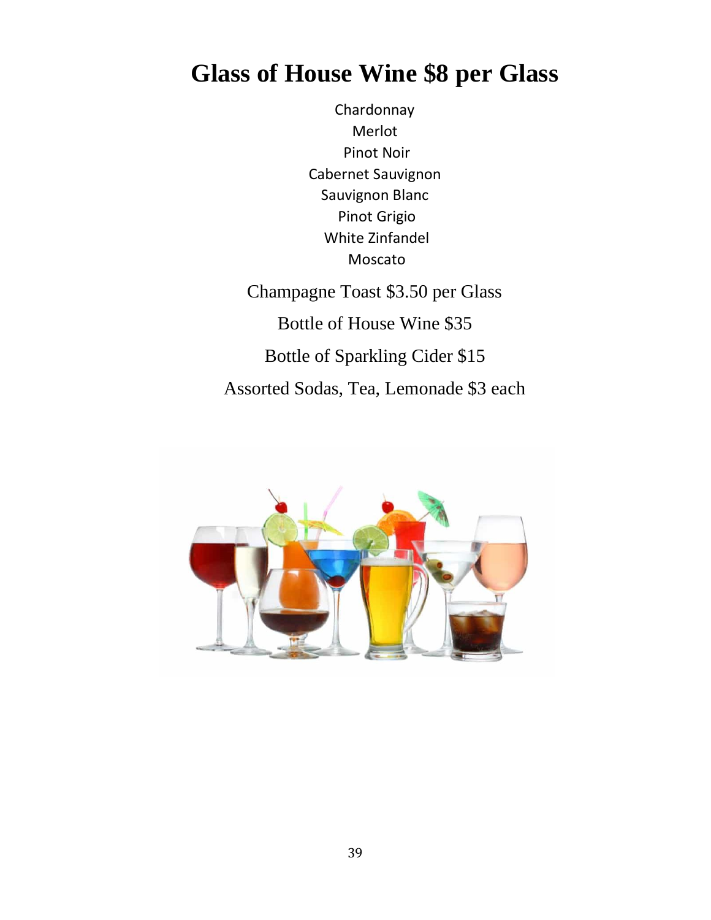# Glass of House Wine $8 per Glass

Chardonnay
Merlot
Pinot Noir
Cabernet Sauvignon
Sauvignon Blanc
Pinot Grigio
White Zinfandel
Moscato

Champagne Toast $3.50 per Glass

Bottle of House Wine $35

Bottle of Sparkling Cider $15

Assorted Sodas, Tea, Lemonade $3 each